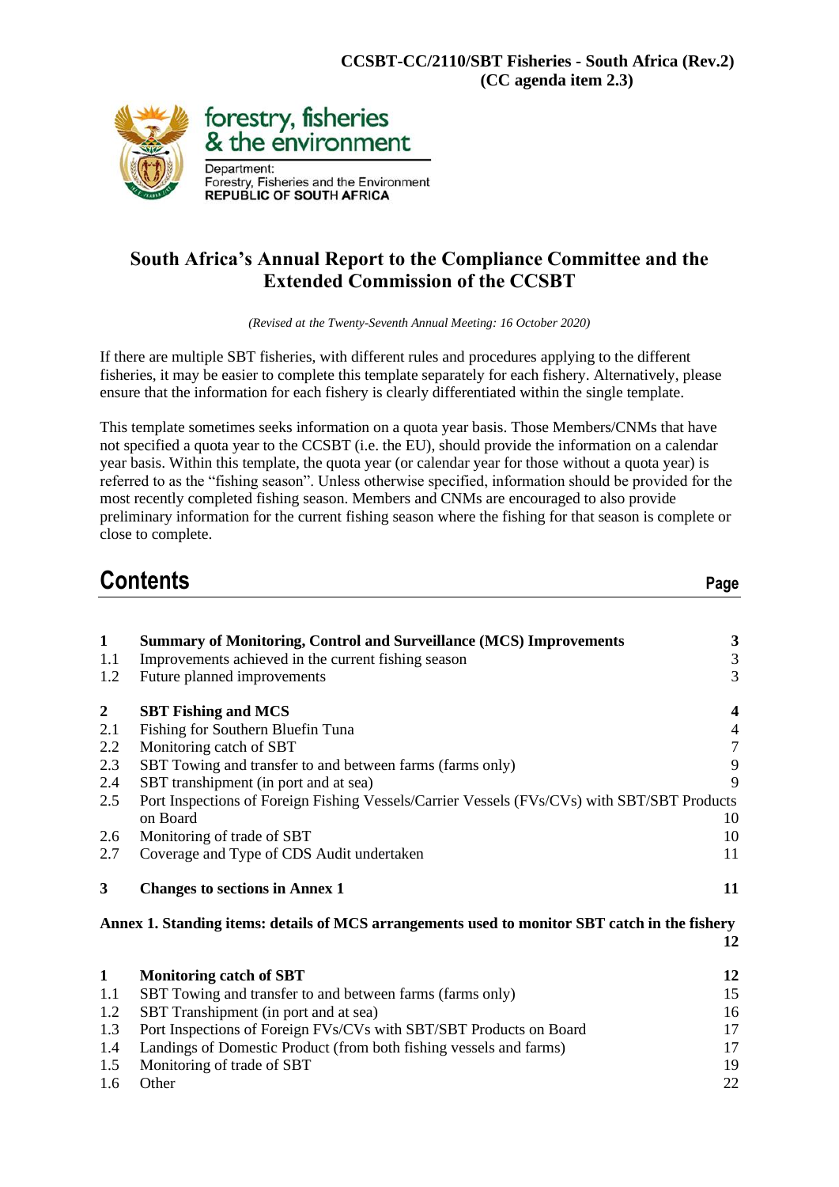**CCSBT-CC/2110/SBT Fisheries - South Africa (Rev.2)**
**(CC agenda item 2.3)**

forestry, fisheries & the environment

Department:
Forestry, Fisheries and the Environment
REPUBLIC OF SOUTH AFRICA

# South Africa's Annual Report to the Compliance Committee and the Extended Commission of the CCSBT

*(Revised at the Twenty-Seventh Annual Meeting: 16 October 2020)*

If there are multiple SBT fisheries, with different rules and procedures applying to the different fisheries, it may be easier to complete this template separately for each fishery. Alternatively, please ensure that the information for each fishery is clearly differentiated within the single template.

This template sometimes seeks information on a quota year basis. Those Members/CNMs that have not specified a quota year to the CCSBT (i.e. the EU), should provide the information on a calendar year basis. Within this template, the quota year (or calendar year for those without a quota year) is referred to as the "fishing season". Unless otherwise specified, information should be provided for the most recently completed fishing season. Members and CNMs are encouraged to also provide preliminary information for the current fishing season where the fishing for that season is complete or close to complete.

## Contents

| | | Page |
|---|---|---|
| **1** | **Summary of Monitoring, Control and Surveillance (MCS) Improvements** | **3** |
| 1.1 | Improvements achieved in the current fishing season | 3 |
| 1.2 | Future planned improvements | 3 |
| **2** | **SBT Fishing and MCS** | **4** |
| 2.1 | Fishing for Southern Bluefin Tuna | 4 |
| 2.2 | Monitoring catch of SBT | 7 |
| 2.3 | SBT Towing and transfer to and between farms (farms only) | 9 |
| 2.4 | SBT transhipment (in port and at sea) | 9 |
| 2.5 | Port Inspections of Foreign Fishing Vessels/Carrier Vessels (FVs/CVs) with SBT/SBT Products on Board | 10 |
| 2.6 | Monitoring of trade of SBT | 10 |
| 2.7 | Coverage and Type of CDS Audit undertaken | 11 |
| **3** | **Changes to sections in Annex 1** | **11** |
| **Annex 1. Standing items: details of MCS arrangements used to monitor SBT catch in the fishery** | | **12** |
| **1** | **Monitoring catch of SBT** | **12** |
| 1.1 | SBT Towing and transfer to and between farms (farms only) | 15 |
| 1.2 | SBT Transhipment (in port and at sea) | 16 |
| 1.3 | Port Inspections of Foreign FVs/CVs with SBT/SBT Products on Board | 17 |
| 1.4 | Landings of Domestic Product (from both fishing vessels and farms) | 17 |
| 1.5 | Monitoring of trade of SBT | 19 |
| 1.6 | Other | 22 |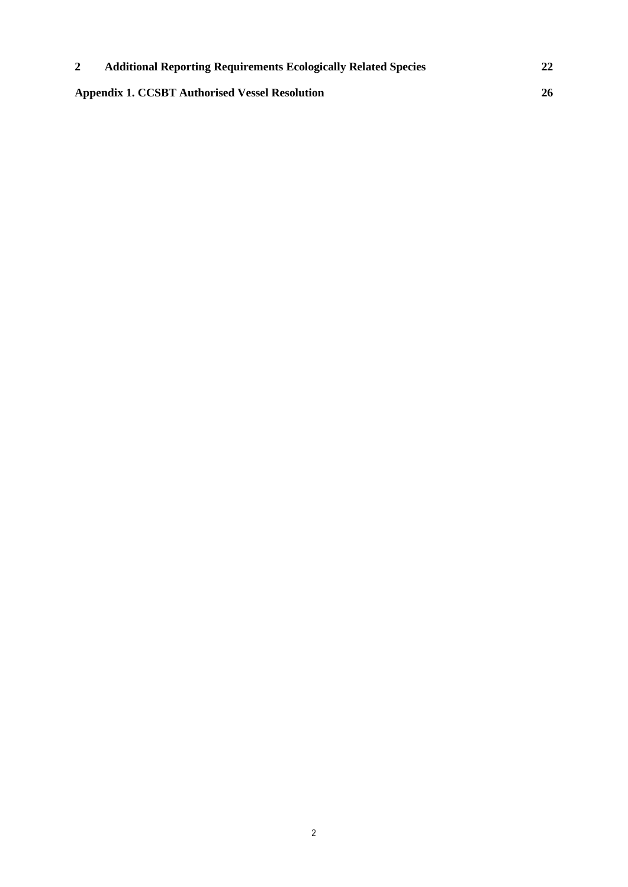| | | |
|---|---|---|
| **2** | **Additional Reporting Requirements Ecologically Related Species** | **22** |
| **Appendix 1. CCSBT Authorised Vessel Resolution** | | **26** |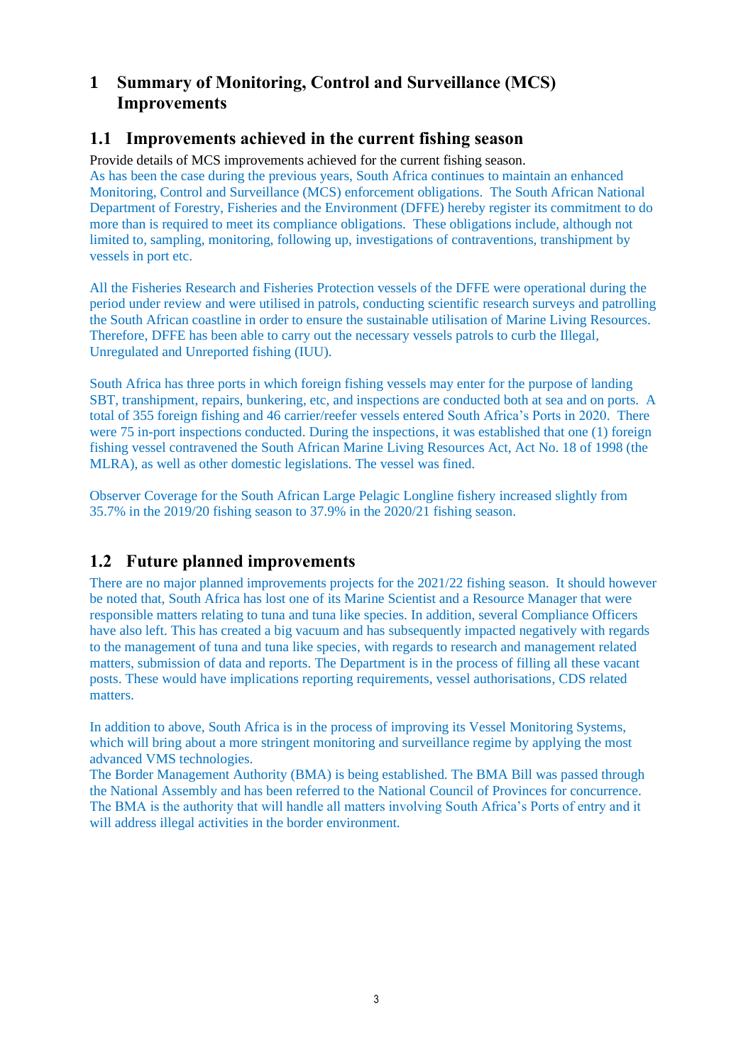# 1 Summary of Monitoring, Control and Surveillance (MCS) Improvements

## 1.1 Improvements achieved in the current fishing season

Provide details of MCS improvements achieved for the current fishing season.

As has been the case during the previous years, South Africa continues to maintain an enhanced Monitoring, Control and Surveillance (MCS) enforcement obligations. The South African National Department of Forestry, Fisheries and the Environment (DFFE) hereby register its commitment to do more than is required to meet its compliance obligations. These obligations include, although not limited to, sampling, monitoring, following up, investigations of contraventions, transhipment by vessels in port etc.

All the Fisheries Research and Fisheries Protection vessels of the DFFE were operational during the period under review and were utilised in patrols, conducting scientific research surveys and patrolling the South African coastline in order to ensure the sustainable utilisation of Marine Living Resources. Therefore, DFFE has been able to carry out the necessary vessels patrols to curb the Illegal, Unregulated and Unreported fishing (IUU).

South Africa has three ports in which foreign fishing vessels may enter for the purpose of landing SBT, transhipment, repairs, bunkering, etc, and inspections are conducted both at sea and on ports. A total of 355 foreign fishing and 46 carrier/reefer vessels entered South Africa's Ports in 2020. There were 75 in-port inspections conducted. During the inspections, it was established that one (1) foreign fishing vessel contravened the South African Marine Living Resources Act, Act No. 18 of 1998 (the MLRA), as well as other domestic legislations. The vessel was fined.

Observer Coverage for the South African Large Pelagic Longline fishery increased slightly from 35.7% in the 2019/20 fishing season to 37.9% in the 2020/21 fishing season.

## 1.2 Future planned improvements

There are no major planned improvements projects for the 2021/22 fishing season. It should however be noted that, South Africa has lost one of its Marine Scientist and a Resource Manager that were responsible matters relating to tuna and tuna like species. In addition, several Compliance Officers have also left. This has created a big vacuum and has subsequently impacted negatively with regards to the management of tuna and tuna like species, with regards to research and management related matters, submission of data and reports. The Department is in the process of filling all these vacant posts. These would have implications reporting requirements, vessel authorisations, CDS related matters.

In addition to above, South Africa is in the process of improving its Vessel Monitoring Systems, which will bring about a more stringent monitoring and surveillance regime by applying the most advanced VMS technologies.

The Border Management Authority (BMA) is being established. The BMA Bill was passed through the National Assembly and has been referred to the National Council of Provinces for concurrence. The BMA is the authority that will handle all matters involving South Africa's Ports of entry and it will address illegal activities in the border environment.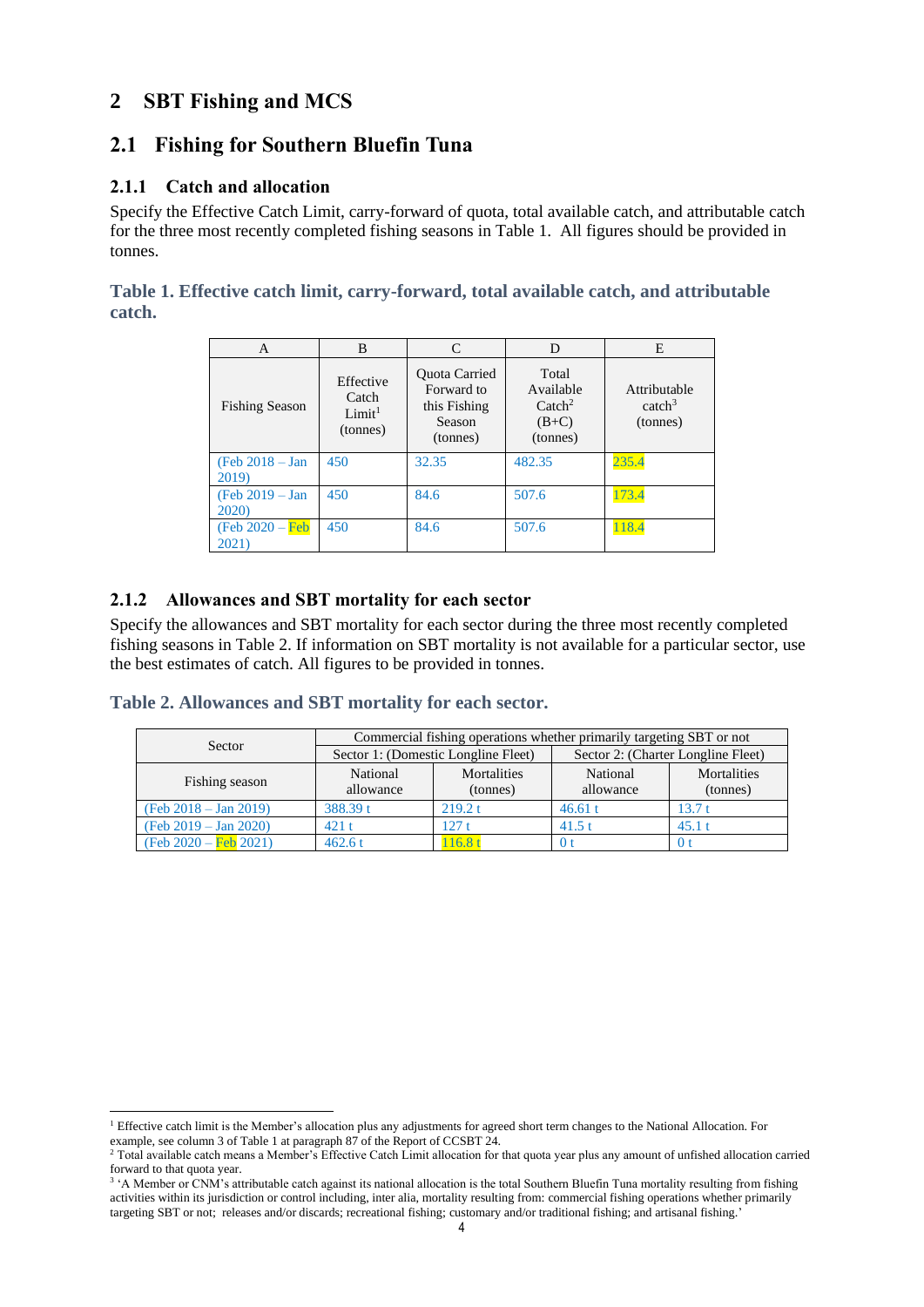## 2 SBT Fishing and MCS

### 2.1 Fishing for Southern Bluefin Tuna

#### 2.1.1 Catch and allocation

Specify the Effective Catch Limit, carry-forward of quota, total available catch, and attributable catch for the three most recently completed fishing seasons in Table 1. All figures should be provided in tonnes.

**Table 1. Effective catch limit, carry-forward, total available catch, and attributable catch.**

| A | B | C | D | E |
|---|---|---|---|---|
| Fishing Season | Effective Catch Limit[1] (tonnes) | Quota Carried Forward to this Fishing Season (tonnes) | Total Available Catch[2] (B+C) (tonnes) | Attributable catch[3] (tonnes) |
| (Feb 2018 – Jan 2019) | 450 | 32.35 | 482.35 | 235.4 |
| (Feb 2019 – Jan 2020) | 450 | 84.6 | 507.6 | 173.4 |
| (Feb 2020 – Feb 2021) | 450 | 84.6 | 507.6 | 118.4 |

#### 2.1.2 Allowances and SBT mortality for each sector

Specify the allowances and SBT mortality for each sector during the three most recently completed fishing seasons in Table 2. If information on SBT mortality is not available for a particular sector, use the best estimates of catch. All figures to be provided in tonnes.

**Table 2. Allowances and SBT mortality for each sector.**

| Sector | Commercial fishing operations whether primarily targeting SBT or not | | | |
|---|---|---|---|---|
| | Sector 1: (Domestic Longline Fleet) | | Sector 2: (Charter Longline Fleet) | |
| Fishing season | National allowance | Mortalities (tonnes) | National allowance | Mortalities (tonnes) |
| (Feb 2018 – Jan 2019) | 388.39 t | 219.2 t | 46.61 t | 13.7 t |
| (Feb 2019 – Jan 2020) | 421 t | 127 t | 41.5 t | 45.1 t |
| (Feb 2020 – Feb 2021) | 462.6 t | 116.8 t | 0 t | 0 t |

---

[1] Effective catch limit is the Member's allocation plus any adjustments for agreed short term changes to the National Allocation. For example, see column 3 of Table 1 at paragraph 87 of the Report of CCSBT 24.

[2] Total available catch means a Member's Effective Catch Limit allocation for that quota year plus any amount of unfished allocation carried forward to that quota year.

[3] 'A Member or CNM's attributable catch against its national allocation is the total Southern Bluefin Tuna mortality resulting from fishing activities within its jurisdiction or control including, inter alia, mortality resulting from: commercial fishing operations whether primarily targeting SBT or not; releases and/or discards; recreational fishing; customary and/or traditional fishing; and artisanal fishing.'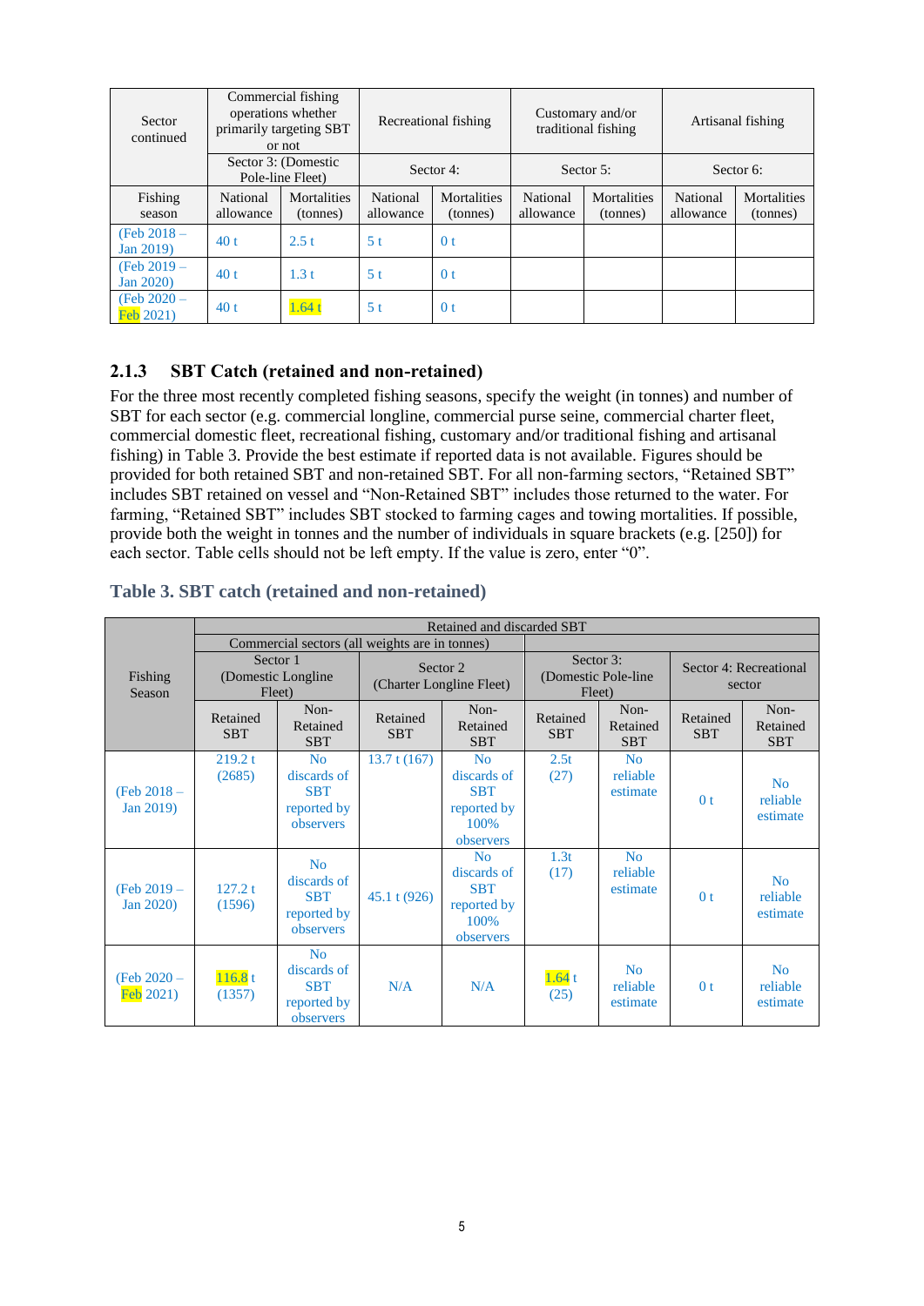| Sector continued | Commercial fishing operations whether primarily targeting SBT or not | | Recreational fishing | | Customary and/or traditional fishing | | Artisanal fishing | |
|---|---|---|---|---|---|---|---|---|
| | Sector 3: (Domestic Pole-line Fleet) | | Sector 4: | | Sector 5: | | Sector 6: | |
| Fishing season | National allowance | Mortalities (tonnes) | National allowance | Mortalities (tonnes) | National allowance | Mortalities (tonnes) | National allowance | Mortalities (tonnes) |
| (Feb 2018 – Jan 2019) | 40 t | 2.5 t | 5 t | 0 t | | | | |
| (Feb 2019 – Jan 2020) | 40 t | 1.3 t | 5 t | 0 t | | | | |
| (Feb 2020 – Feb 2021) | 40 t | 1.64 t | 5 t | 0 t | | | | |

### 2.1.3 SBT Catch (retained and non-retained)

For the three most recently completed fishing seasons, specify the weight (in tonnes) and number of SBT for each sector (e.g. commercial longline, commercial purse seine, commercial charter fleet, commercial domestic fleet, recreational fishing, customary and/or traditional fishing and artisanal fishing) in Table 3. Provide the best estimate if reported data is not available. Figures should be provided for both retained SBT and non-retained SBT. For all non-farming sectors, "Retained SBT" includes SBT retained on vessel and "Non-Retained SBT" includes those returned to the water. For farming, "Retained SBT" includes SBT stocked to farming cages and towing mortalities. If possible, provide both the weight in tonnes and the number of individuals in square brackets (e.g. [250]) for each sector. Table cells should not be left empty. If the value is zero, enter "0".

**Table 3. SBT catch (retained and non-retained)**

| Fishing Season | Retained and discarded SBT | | | | | | | |
|---|---|---|---|---|---|---|---|---|
| | Commercial sectors (all weights are in tonnes) | | | | | | | |
| | Sector 1 (Domestic Longline Fleet) | | Sector 2 (Charter Longline Fleet) | | Sector 3: (Domestic Pole-line Fleet) | | Sector 4: Recreational sector | |
| | Retained SBT | Non-Retained SBT | Retained SBT | Non-Retained SBT | Retained SBT | Non-Retained SBT | Retained SBT | Non-Retained SBT |
| (Feb 2018 – Jan 2019) | 219.2 t (2685) | No discards of SBT reported by observers | 13.7 t (167) | No discards of SBT reported by 100% observers | 2.5t (27) | No reliable estimate | 0 t | No reliable estimate |
| (Feb 2019 – Jan 2020) | 127.2 t (1596) | No discards of SBT reported by observers | 45.1 t (926) | No discards of SBT reported by 100% observers | 1.3t (17) | No reliable estimate | 0 t | No reliable estimate |
| (Feb 2020 – Feb 2021) | 116.8 t (1357) | No discards of SBT reported by observers | N/A | N/A | 1.64 t (25) | No reliable estimate | 0 t | No reliable estimate |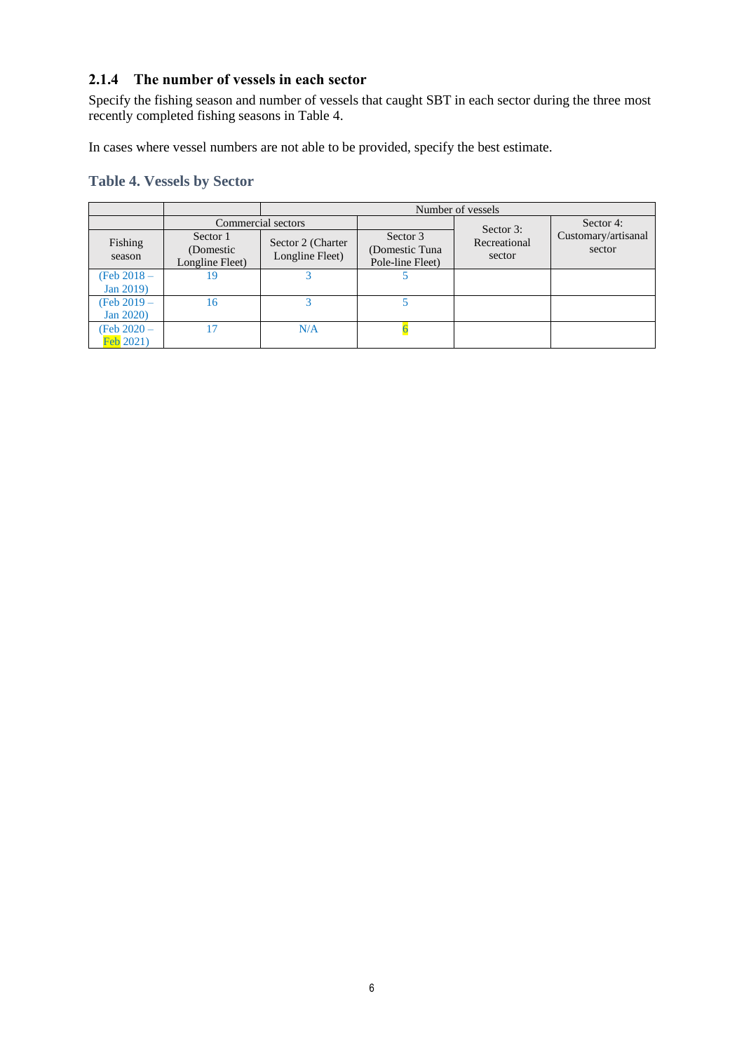### 2.1.4 The number of vessels in each sector

Specify the fishing season and number of vessels that caught SBT in each sector during the three most recently completed fishing seasons in Table 4.

In cases where vessel numbers are not able to be provided, specify the best estimate.

**Table 4. Vessels by Sector**

| | | Number of vessels | | | |
|---|---|---|---|---|---|
| | Commercial sectors | | | | |
| Fishing season | Sector 1 (Domestic Longline Fleet) | Sector 2 (Charter Longline Fleet) | Sector 3 (Domestic Tuna Pole-line Fleet) | Sector 3: Recreational sector | Sector 4: Customary/artisanal sector |
| (Feb 2018 – Jan 2019) | 19 | 3 | 5 | | |
| (Feb 2019 – Jan 2020) | 16 | 3 | 5 | | |
| (Feb 2020 – Feb 2021) | 17 | N/A | 6 | | |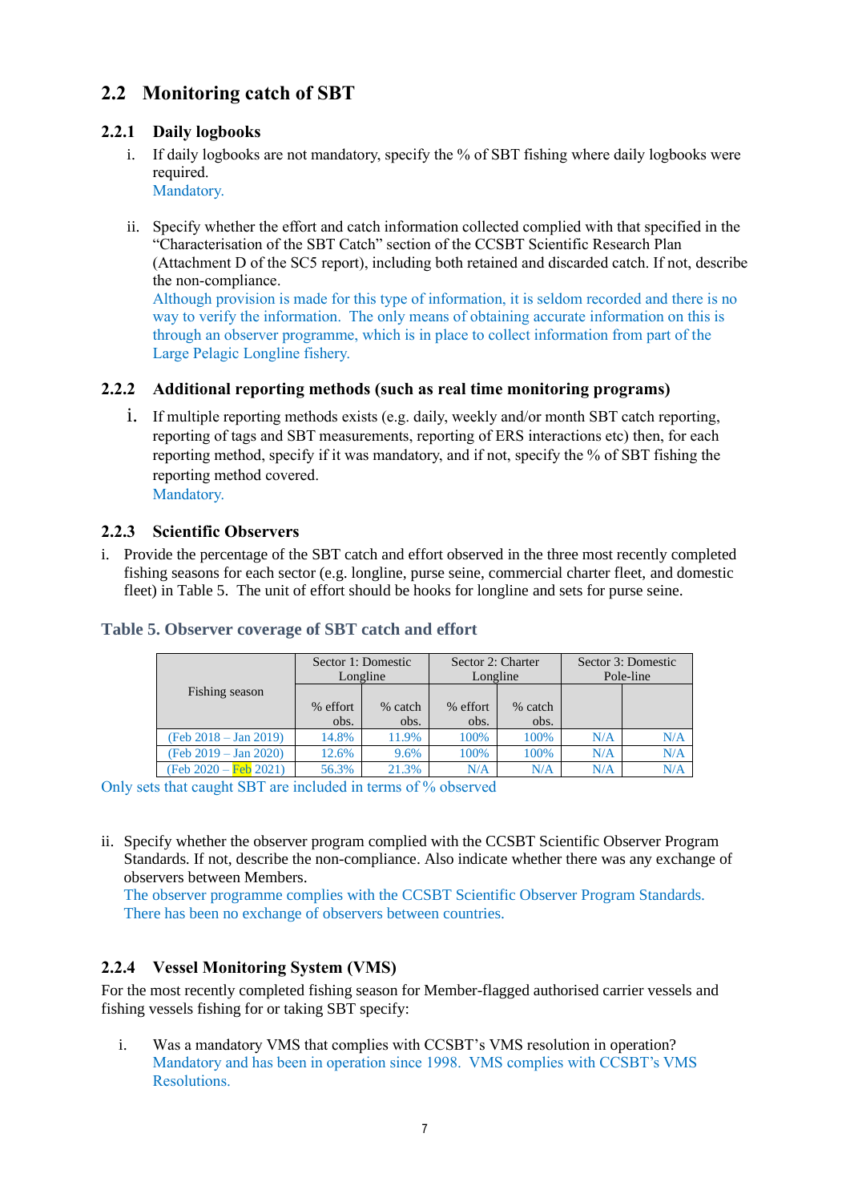## 2.2 Monitoring catch of SBT

### 2.2.1 Daily logbooks

i. If daily logbooks are not mandatory, specify the % of SBT fishing where daily logbooks were required.
Mandatory.

ii. Specify whether the effort and catch information collected complied with that specified in the "Characterisation of the SBT Catch" section of the CCSBT Scientific Research Plan (Attachment D of the SC5 report), including both retained and discarded catch. If not, describe the non-compliance.
Although provision is made for this type of information, it is seldom recorded and there is no way to verify the information. The only means of obtaining accurate information on this is through an observer programme, which is in place to collect information from part of the Large Pelagic Longline fishery.

### 2.2.2 Additional reporting methods (such as real time monitoring programs)

i. If multiple reporting methods exists (e.g. daily, weekly and/or month SBT catch reporting, reporting of tags and SBT measurements, reporting of ERS interactions etc) then, for each reporting method, specify if it was mandatory, and if not, specify the % of SBT fishing the reporting method covered.
Mandatory.

### 2.2.3 Scientific Observers

i. Provide the percentage of the SBT catch and effort observed in the three most recently completed fishing seasons for each sector (e.g. longline, purse seine, commercial charter fleet, and domestic fleet) in Table 5. The unit of effort should be hooks for longline and sets for purse seine.

**Table 5. Observer coverage of SBT catch and effort**

| Fishing season | Sector 1: Domestic Longline | | Sector 2: Charter Longline | | Sector 3: Domestic Pole-line | |
|---|---|---|---|---|---|---|
| | % effort obs. | % catch obs. | % effort obs. | % catch obs. | | |
| (Feb 2018 – Jan 2019) | 14.8% | 11.9% | 100% | 100% | N/A | N/A |
| (Feb 2019 – Jan 2020) | 12.6% | 9.6% | 100% | 100% | N/A | N/A |
| (Feb 2020 – Feb 2021) | 56.3% | 21.3% | N/A | N/A | N/A | N/A |

Only sets that caught SBT are included in terms of % observed

ii. Specify whether the observer program complied with the CCSBT Scientific Observer Program Standards. If not, describe the non-compliance. Also indicate whether there was any exchange of observers between Members.
The observer programme complies with the CCSBT Scientific Observer Program Standards. There has been no exchange of observers between countries.

### 2.2.4 Vessel Monitoring System (VMS)

For the most recently completed fishing season for Member-flagged authorised carrier vessels and fishing vessels fishing for or taking SBT specify:

i. Was a mandatory VMS that complies with CCSBT's VMS resolution in operation?
Mandatory and has been in operation since 1998. VMS complies with CCSBT's VMS Resolutions.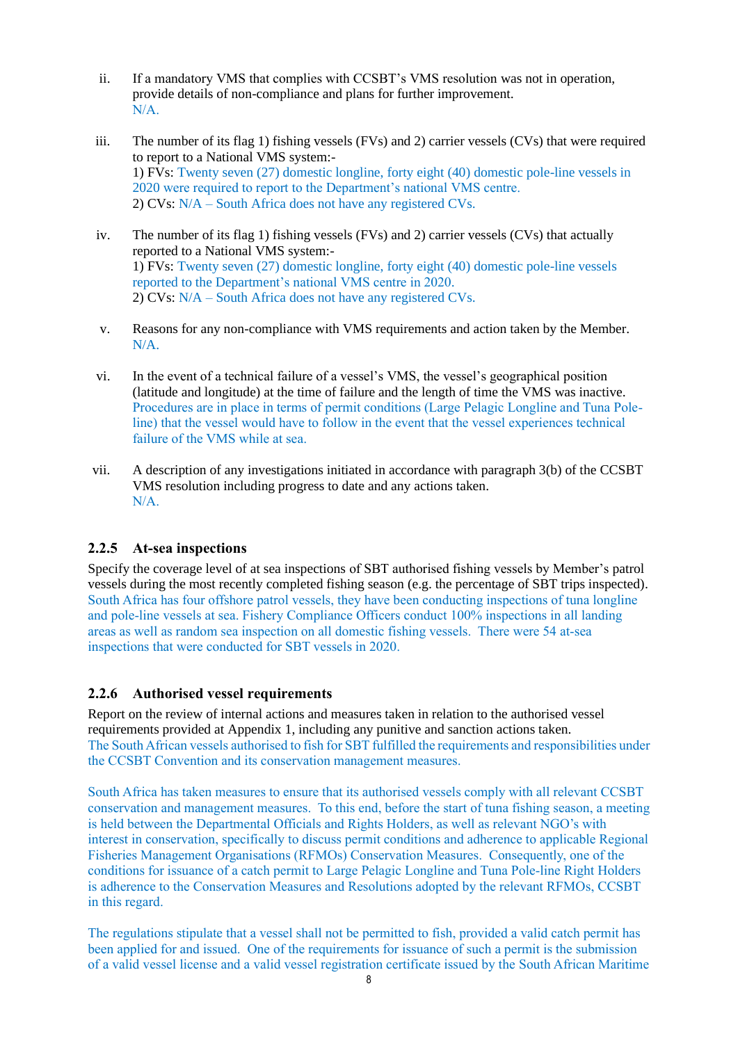ii. If a mandatory VMS that complies with CCSBT's VMS resolution was not in operation, provide details of non-compliance and plans for further improvement.
N/A.

iii. The number of its flag 1) fishing vessels (FVs) and 2) carrier vessels (CVs) that were required to report to a National VMS system:-
1) FVs: Twenty seven (27) domestic longline, forty eight (40) domestic pole-line vessels in 2020 were required to report to the Department's national VMS centre.
2) CVs: N/A – South Africa does not have any registered CVs.

iv. The number of its flag 1) fishing vessels (FVs) and 2) carrier vessels (CVs) that actually reported to a National VMS system:-
1) FVs: Twenty seven (27) domestic longline, forty eight (40) domestic pole-line vessels reported to the Department's national VMS centre in 2020.
2) CVs: N/A – South Africa does not have any registered CVs.

v. Reasons for any non-compliance with VMS requirements and action taken by the Member.
N/A.

vi. In the event of a technical failure of a vessel's VMS, the vessel's geographical position (latitude and longitude) at the time of failure and the length of time the VMS was inactive.
Procedures are in place in terms of permit conditions (Large Pelagic Longline and Tuna Pole-line) that the vessel would have to follow in the event that the vessel experiences technical failure of the VMS while at sea.

vii. A description of any investigations initiated in accordance with paragraph 3(b) of the CCSBT VMS resolution including progress to date and any actions taken.
N/A.

### 2.2.5 At-sea inspections

Specify the coverage level of at sea inspections of SBT authorised fishing vessels by Member's patrol vessels during the most recently completed fishing season (e.g. the percentage of SBT trips inspected).
South Africa has four offshore patrol vessels, they have been conducting inspections of tuna longline and pole-line vessels at sea. Fishery Compliance Officers conduct 100% inspections in all landing areas as well as random sea inspection on all domestic fishing vessels. There were 54 at-sea inspections that were conducted for SBT vessels in 2020.

### 2.2.6 Authorised vessel requirements

Report on the review of internal actions and measures taken in relation to the authorised vessel requirements provided at Appendix 1, including any punitive and sanction actions taken.
The South African vessels authorised to fish for SBT fulfilled the requirements and responsibilities under the CCSBT Convention and its conservation management measures.

South Africa has taken measures to ensure that its authorised vessels comply with all relevant CCSBT conservation and management measures. To this end, before the start of tuna fishing season, a meeting is held between the Departmental Officials and Rights Holders, as well as relevant NGO's with interest in conservation, specifically to discuss permit conditions and adherence to applicable Regional Fisheries Management Organisations (RFMOs) Conservation Measures. Consequently, one of the conditions for issuance of a catch permit to Large Pelagic Longline and Tuna Pole-line Right Holders is adherence to the Conservation Measures and Resolutions adopted by the relevant RFMOs, CCSBT in this regard.

The regulations stipulate that a vessel shall not be permitted to fish, provided a valid catch permit has been applied for and issued. One of the requirements for issuance of such a permit is the submission of a valid vessel license and a valid vessel registration certificate issued by the South African Maritime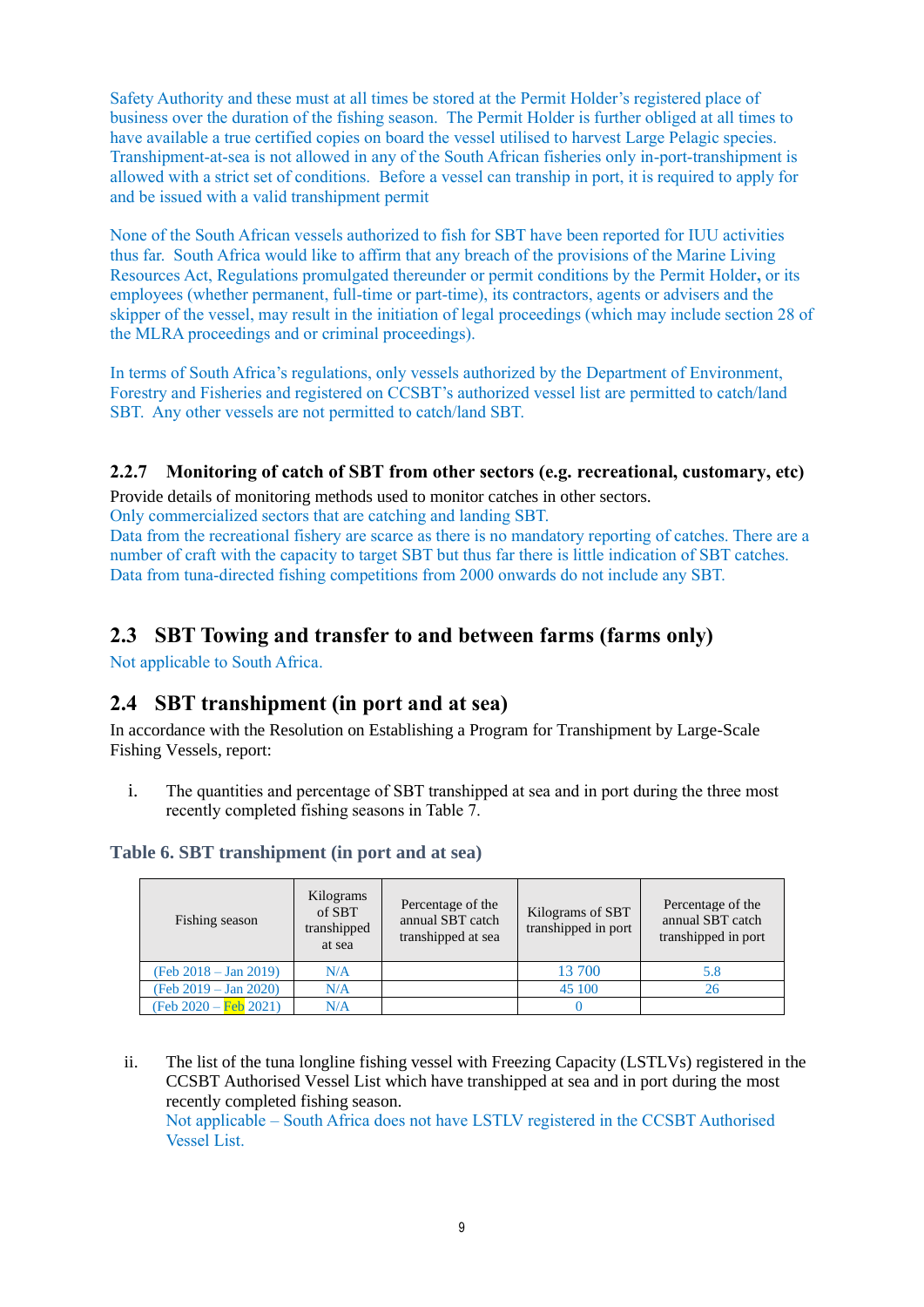Safety Authority and these must at all times be stored at the Permit Holder's registered place of business over the duration of the fishing season. The Permit Holder is further obliged at all times to have available a true certified copies on board the vessel utilised to harvest Large Pelagic species. Transhipment-at-sea is not allowed in any of the South African fisheries only in-port-transhipment is allowed with a strict set of conditions. Before a vessel can tranship in port, it is required to apply for and be issued with a valid transhipment permit

None of the South African vessels authorized to fish for SBT have been reported for IUU activities thus far. South Africa would like to affirm that any breach of the provisions of the Marine Living Resources Act, Regulations promulgated thereunder or permit conditions by the Permit Holder**,** or its employees (whether permanent, full-time or part-time), its contractors, agents or advisers and the skipper of the vessel, may result in the initiation of legal proceedings (which may include section 28 of the MLRA proceedings and or criminal proceedings).

In terms of South Africa's regulations, only vessels authorized by the Department of Environment, Forestry and Fisheries and registered on CCSBT's authorized vessel list are permitted to catch/land SBT. Any other vessels are not permitted to catch/land SBT.

### 2.2.7 Monitoring of catch of SBT from other sectors (e.g. recreational, customary, etc)

Provide details of monitoring methods used to monitor catches in other sectors.
Only commercialized sectors that are catching and landing SBT.
Data from the recreational fishery are scarce as there is no mandatory reporting of catches. There are a number of craft with the capacity to target SBT but thus far there is little indication of SBT catches. Data from tuna-directed fishing competitions from 2000 onwards do not include any SBT.

## 2.3 SBT Towing and transfer to and between farms (farms only)

Not applicable to South Africa.

## 2.4 SBT transhipment (in port and at sea)

In accordance with the Resolution on Establishing a Program for Transhipment by Large-Scale Fishing Vessels, report:

i. The quantities and percentage of SBT transhipped at sea and in port during the three most recently completed fishing seasons in Table 7.

**Table 6. SBT transhipment (in port and at sea)**

| Fishing season | Kilograms of SBT transhipped at sea | Percentage of the annual SBT catch transhipped at sea | Kilograms of SBT transhipped in port | Percentage of the annual SBT catch transhipped in port |
|---|---|---|---|---|
| (Feb 2018 – Jan 2019) | N/A | | 13 700 | 5.8 |
| (Feb 2019 – Jan 2020) | N/A | | 45 100 | 26 |
| (Feb 2020 – Feb 2021) | N/A | | 0 | |

ii. The list of the tuna longline fishing vessel with Freezing Capacity (LSTLVs) registered in the CCSBT Authorised Vessel List which have transhipped at sea and in port during the most recently completed fishing season.
Not applicable – South Africa does not have LSTLV registered in the CCSBT Authorised Vessel List.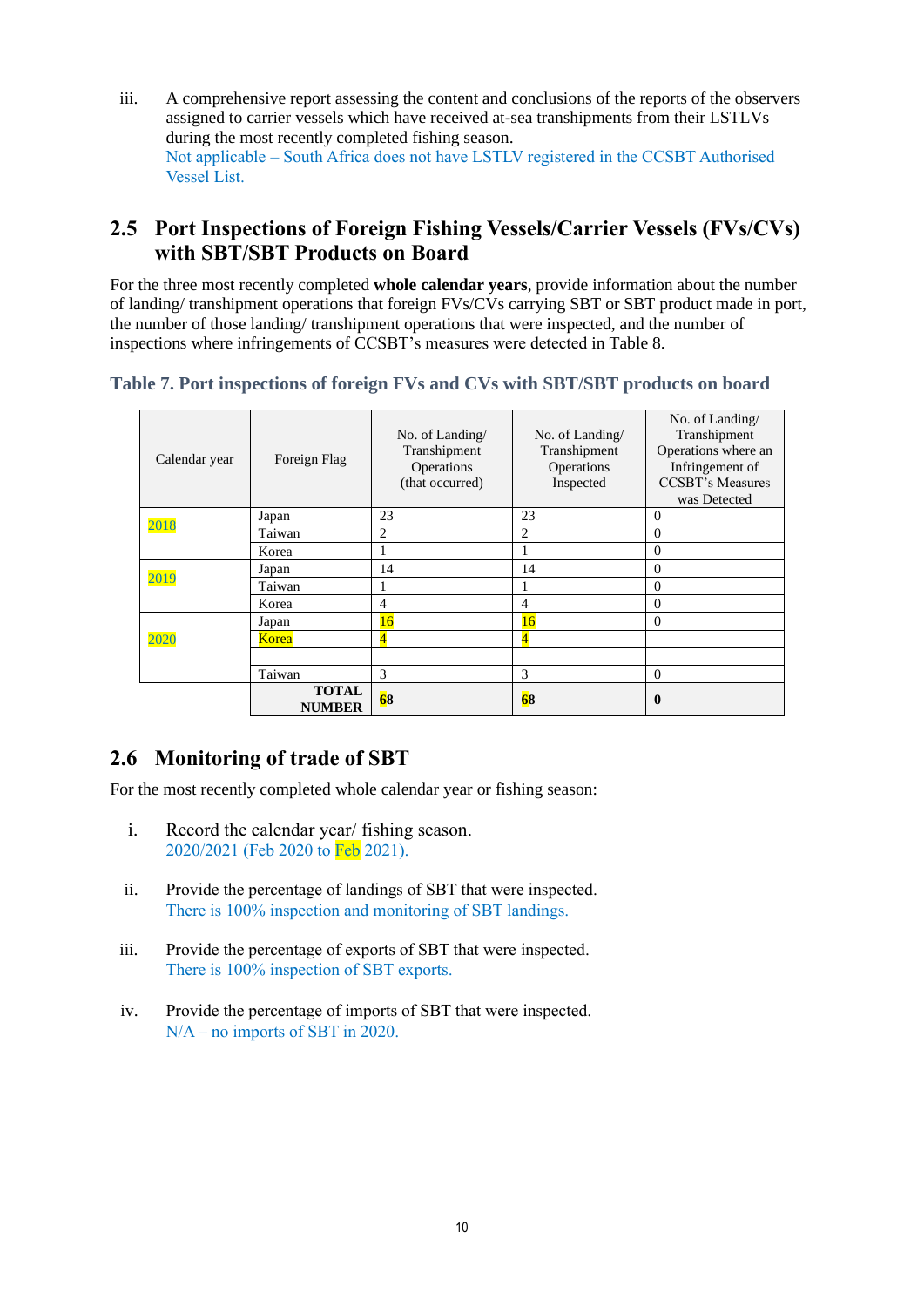iii. A comprehensive report assessing the content and conclusions of the reports of the observers assigned to carrier vessels which have received at-sea transhipments from their LSTLVs during the most recently completed fishing season.
Not applicable – South Africa does not have LSTLV registered in the CCSBT Authorised Vessel List.

## 2.5 Port Inspections of Foreign Fishing Vessels/Carrier Vessels (FVs/CVs) with SBT/SBT Products on Board

For the three most recently completed **whole calendar years**, provide information about the number of landing/ transhipment operations that foreign FVs/CVs carrying SBT or SBT product made in port, the number of those landing/ transhipment operations that were inspected, and the number of inspections where infringements of CCSBT's measures were detected in Table 8.

**Table 7. Port inspections of foreign FVs and CVs with SBT/SBT products on board**

| Calendar year | Foreign Flag | No. of Landing/ Transhipment Operations (that occurred) | No. of Landing/ Transhipment Operations Inspected | No. of Landing/ Transhipment Operations where an Infringement of CCSBT's Measures was Detected |
|---|---|---|---|---|
| 2018 | Japan | 23 | 23 | 0 |
| | Taiwan | 2 | 2 | 0 |
| | Korea | 1 | 1 | 0 |
| 2019 | Japan | 14 | 14 | 0 |
| | Taiwan | 1 | 1 | 0 |
| | Korea | 4 | 4 | 0 |
| 2020 | Japan | 16 | 16 | 0 |
| | Korea | 4 | 4 | |
| | | | | |
| | Taiwan | 3 | 3 | 0 |
| | **TOTAL NUMBER** | **68** | **68** | **0** |

## 2.6 Monitoring of trade of SBT

For the most recently completed whole calendar year or fishing season:

i. Record the calendar year/ fishing season.
2020/2021 (Feb 2020 to Feb 2021).

ii. Provide the percentage of landings of SBT that were inspected.
There is 100% inspection and monitoring of SBT landings.

iii. Provide the percentage of exports of SBT that were inspected.
There is 100% inspection of SBT exports.

iv. Provide the percentage of imports of SBT that were inspected.
N/A – no imports of SBT in 2020.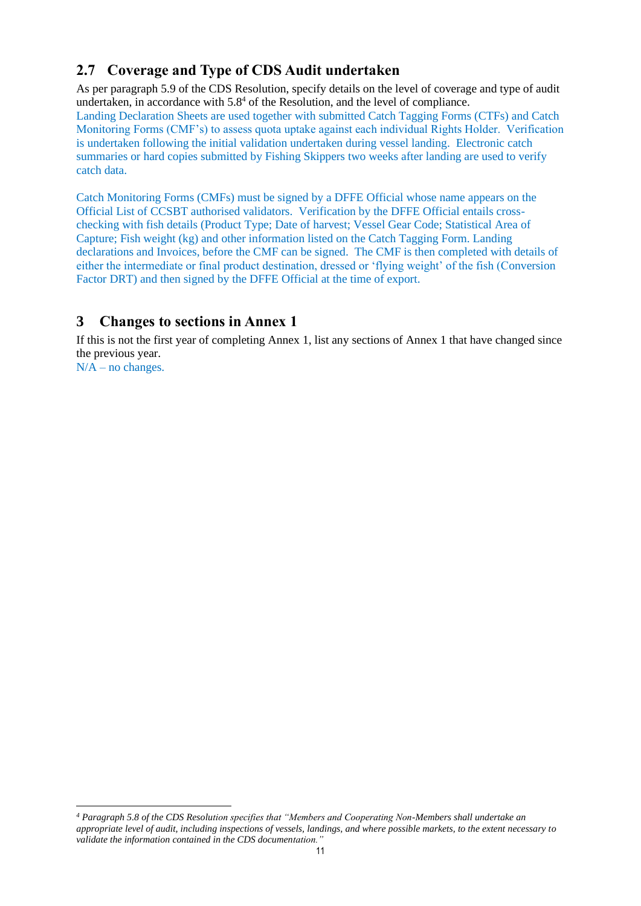## 2.7 Coverage and Type of CDS Audit undertaken

As per paragraph 5.9 of the CDS Resolution, specify details on the level of coverage and type of audit undertaken, in accordance with 5.8[4] of the Resolution, and the level of compliance.

Landing Declaration Sheets are used together with submitted Catch Tagging Forms (CTFs) and Catch Monitoring Forms (CMF's) to assess quota uptake against each individual Rights Holder. Verification is undertaken following the initial validation undertaken during vessel landing. Electronic catch summaries or hard copies submitted by Fishing Skippers two weeks after landing are used to verify catch data.

Catch Monitoring Forms (CMFs) must be signed by a DFFE Official whose name appears on the Official List of CCSBT authorised validators. Verification by the DFFE Official entails cross-checking with fish details (Product Type; Date of harvest; Vessel Gear Code; Statistical Area of Capture; Fish weight (kg) and other information listed on the Catch Tagging Form. Landing declarations and Invoices, before the CMF can be signed. The CMF is then completed with details of either the intermediate or final product destination, dressed or 'flying weight' of the fish (Conversion Factor DRT) and then signed by the DFFE Official at the time of export.

# 3 Changes to sections in Annex 1

If this is not the first year of completing Annex 1, list any sections of Annex 1 that have changed since the previous year.

N/A – no changes.

---

[4] *Paragraph 5.8 of the CDS Resolution specifies that "Members and Cooperating Non-Members shall undertake an appropriate level of audit, including inspections of vessels, landings, and where possible markets, to the extent necessary to validate the information contained in the CDS documentation."*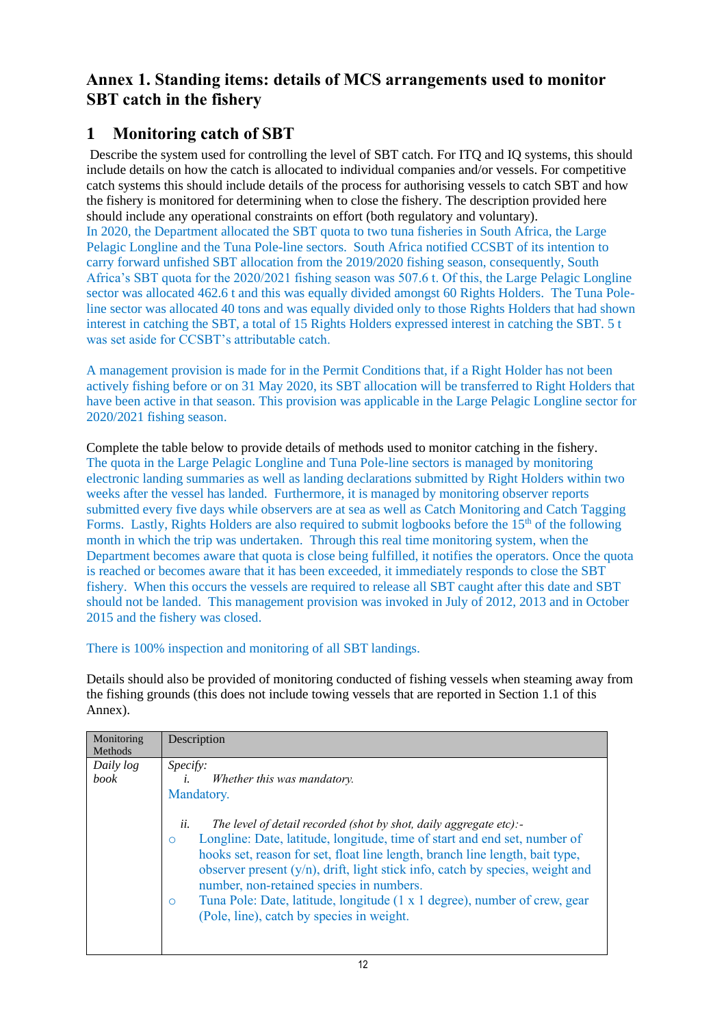## Annex 1. Standing items: details of MCS arrangements used to monitor SBT catch in the fishery

## 1 Monitoring catch of SBT

Describe the system used for controlling the level of SBT catch. For ITQ and IQ systems, this should include details on how the catch is allocated to individual companies and/or vessels. For competitive catch systems this should include details of the process for authorising vessels to catch SBT and how the fishery is monitored for determining when to close the fishery. The description provided here should include any operational constraints on effort (both regulatory and voluntary).

In 2020, the Department allocated the SBT quota to two tuna fisheries in South Africa, the Large Pelagic Longline and the Tuna Pole-line sectors. South Africa notified CCSBT of its intention to carry forward unfished SBT allocation from the 2019/2020 fishing season, consequently, South Africa's SBT quota for the 2020/2021 fishing season was 507.6 t. Of this, the Large Pelagic Longline sector was allocated 462.6 t and this was equally divided amongst 60 Rights Holders. The Tuna Pole-line sector was allocated 40 tons and was equally divided only to those Rights Holders that had shown interest in catching the SBT, a total of 15 Rights Holders expressed interest in catching the SBT. 5 t was set aside for CCSBT's attributable catch.

A management provision is made for in the Permit Conditions that, if a Right Holder has not been actively fishing before or on 31 May 2020, its SBT allocation will be transferred to Right Holders that have been active in that season. This provision was applicable in the Large Pelagic Longline sector for 2020/2021 fishing season.

Complete the table below to provide details of methods used to monitor catching in the fishery.

The quota in the Large Pelagic Longline and Tuna Pole-line sectors is managed by monitoring electronic landing summaries as well as landing declarations submitted by Right Holders within two weeks after the vessel has landed. Furthermore, it is managed by monitoring observer reports submitted every five days while observers are at sea as well as Catch Monitoring and Catch Tagging Forms. Lastly, Rights Holders are also required to submit logbooks before the 15th of the following month in which the trip was undertaken. Through this real time monitoring system, when the Department becomes aware that quota is close being fulfilled, it notifies the operators. Once the quota is reached or becomes aware that it has been exceeded, it immediately responds to close the SBT fishery. When this occurs the vessels are required to release all SBT caught after this date and SBT should not be landed. This management provision was invoked in July of 2012, 2013 and in October 2015 and the fishery was closed.

There is 100% inspection and monitoring of all SBT landings.

Details should also be provided of monitoring conducted of fishing vessels when steaming away from the fishing grounds (this does not include towing vessels that are reported in Section 1.1 of this Annex).

| Monitoring Methods | Description |
|---|---|
| *Daily log book* | *Specify:*<br>*i. Whether this was mandatory.*<br>Mandatory.<br><br>*ii. The level of detail recorded (shot by shot, daily aggregate etc):-*<br>○ Longline: Date, latitude, longitude, time of start and end set, number of hooks set, reason for set, float line length, branch line length, bait type, observer present (y/n), drift, light stick info, catch by species, weight and number, non-retained species in numbers.<br>○ Tuna Pole: Date, latitude, longitude (1 x 1 degree), number of crew, gear (Pole, line), catch by species in weight. |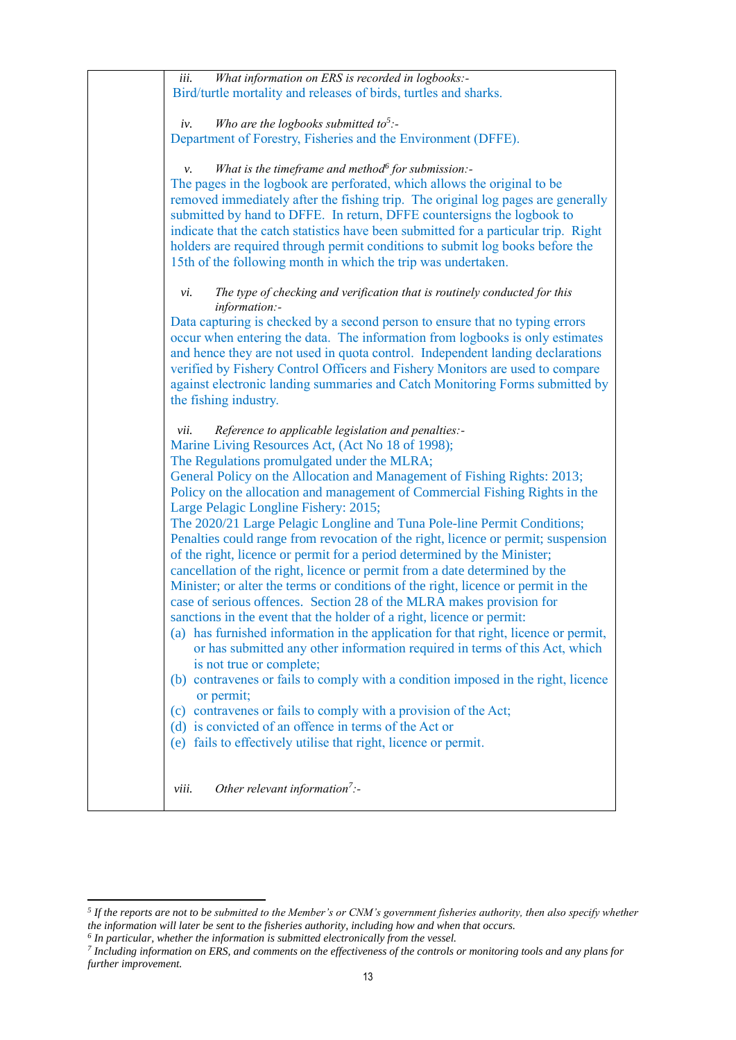|  | *iii. What information on ERS is recorded in logbooks:-*<br>Bird/turtle mortality and releases of birds, turtles and sharks.<br><br>*iv. Who are the logbooks submitted to[5]:-*<br>Department of Forestry, Fisheries and the Environment (DFFE).<br><br>*v. What is the timeframe and method[6] for submission:-*<br>The pages in the logbook are perforated, which allows the original to be removed immediately after the fishing trip. The original log pages are generally submitted by hand to DFFE. In return, DFFE countersigns the logbook to indicate that the catch statistics have been submitted for a particular trip. Right holders are required through permit conditions to submit log books before the 15th of the following month in which the trip was undertaken.<br><br>*vi. The type of checking and verification that is routinely conducted for this information:-*<br>Data capturing is checked by a second person to ensure that no typing errors occur when entering the data. The information from logbooks is only estimates and hence they are not used in quota control. Independent landing declarations verified by Fishery Control Officers and Fishery Monitors are used to compare against electronic landing summaries and Catch Monitoring Forms submitted by the fishing industry.<br><br>*vii. Reference to applicable legislation and penalties:-*<br>Marine Living Resources Act, (Act No 18 of 1998);<br>The Regulations promulgated under the MLRA;<br>General Policy on the Allocation and Management of Fishing Rights: 2013;<br>Policy on the allocation and management of Commercial Fishing Rights in the Large Pelagic Longline Fishery: 2015;<br>The 2020/21 Large Pelagic Longline and Tuna Pole-line Permit Conditions;<br>Penalties could range from revocation of the right, licence or permit; suspension of the right, licence or permit for a period determined by the Minister; cancellation of the right, licence or permit from a date determined by the Minister; or alter the terms or conditions of the right, licence or permit in the case of serious offences. Section 28 of the MLRA makes provision for sanctions in the event that the holder of a right, licence or permit:<br>(a) has furnished information in the application for that right, licence or permit, or has submitted any other information required in terms of this Act, which is not true or complete;<br>(b) contravenes or fails to comply with a condition imposed in the right, licence or permit;<br>(c) contravenes or fails to comply with a provision of the Act;<br>(d) is convicted of an offence in terms of the Act or<br>(e) fails to effectively utilise that right, licence or permit.<br><br>*viii. Other relevant information[7]:-* |

[5] *If the reports are not to be submitted to the Member's or CNM's government fisheries authority, then also specify whether the information will later be sent to the fisheries authority, including how and when that occurs.*

[6] *In particular, whether the information is submitted electronically from the vessel.*

[7] *Including information on ERS, and comments on the effectiveness of the controls or monitoring tools and any plans for further improvement.*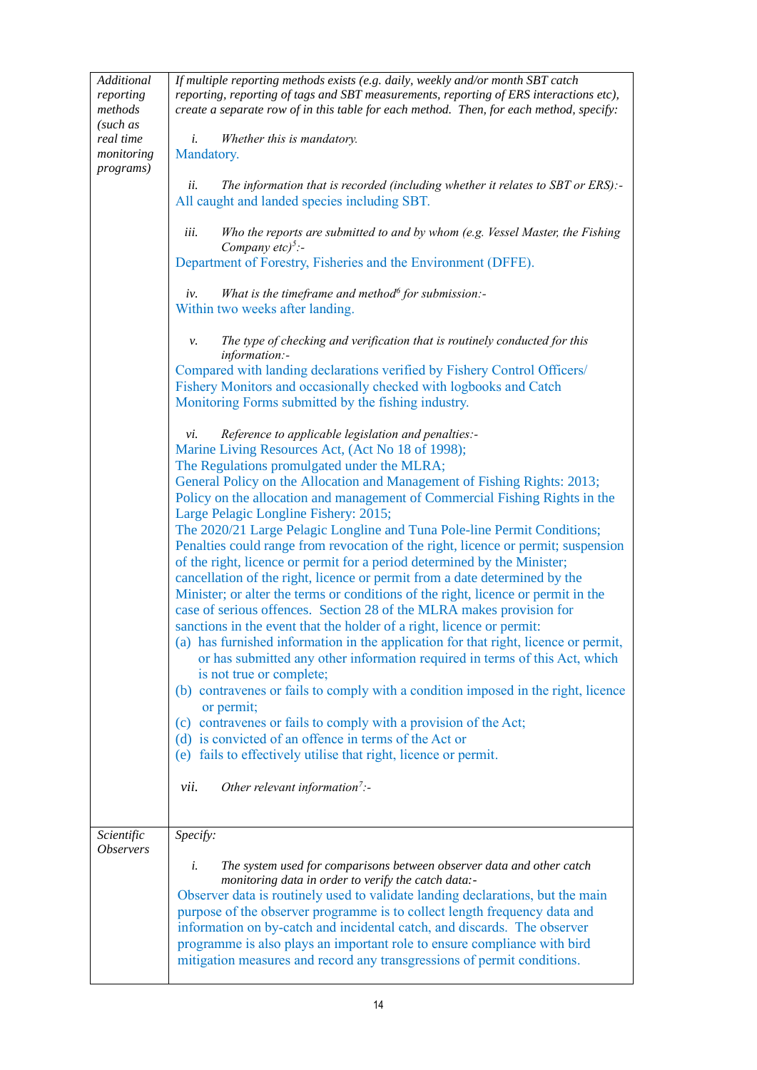| | |
|---|---|
| *Additional reporting methods (such as real time monitoring programs)* | *If multiple reporting methods exists (e.g. daily, weekly and/or month SBT catch reporting, reporting of tags and SBT measurements, reporting of ERS interactions etc), create a separate row of in this table for each method. Then, for each method, specify:*<br><br>*i. Whether this is mandatory.*<br>Mandatory.<br><br>*ii. The information that is recorded (including whether it relates to SBT or ERS):-*<br>All caught and landed species including SBT.<br><br>*iii. Who the reports are submitted to and by whom (e.g. Vessel Master, the Fishing Company etc)[5]:-*<br>Department of Forestry, Fisheries and the Environment (DFFE).<br><br>*iv. What is the timeframe and method[6] for submission:-*<br>Within two weeks after landing.<br><br>*v. The type of checking and verification that is routinely conducted for this information:-*<br>Compared with landing declarations verified by Fishery Control Officers/ Fishery Monitors and occasionally checked with logbooks and Catch Monitoring Forms submitted by the fishing industry.<br><br>*vi. Reference to applicable legislation and penalties:-*<br>Marine Living Resources Act, (Act No 18 of 1998);<br>The Regulations promulgated under the MLRA;<br>General Policy on the Allocation and Management of Fishing Rights: 2013;<br>Policy on the allocation and management of Commercial Fishing Rights in the Large Pelagic Longline Fishery: 2015;<br>The 2020/21 Large Pelagic Longline and Tuna Pole-line Permit Conditions;<br>Penalties could range from revocation of the right, licence or permit; suspension of the right, licence or permit for a period determined by the Minister; cancellation of the right, licence or permit from a date determined by the Minister; or alter the terms or conditions of the right, licence or permit in the case of serious offences. Section 28 of the MLRA makes provision for sanctions in the event that the holder of a right, licence or permit:<br>(a) has furnished information in the application for that right, licence or permit, or has submitted any other information required in terms of this Act, which is not true or complete;<br>(b) contravenes or fails to comply with a condition imposed in the right, licence or permit;<br>(c) contravenes or fails to comply with a provision of the Act;<br>(d) is convicted of an offence in terms of the Act or<br>(e) fails to effectively utilise that right, licence or permit.<br><br>*vii. Other relevant information[7]:-* |
| *Scientific Observers* | *Specify:*<br><br>*i. The system used for comparisons between observer data and other catch monitoring data in order to verify the catch data:-*<br>Observer data is routinely used to validate landing declarations, but the main purpose of the observer programme is to collect length frequency data and information on by-catch and incidental catch, and discards. The observer programme is also plays an important role to ensure compliance with bird mitigation measures and record any transgressions of permit conditions. |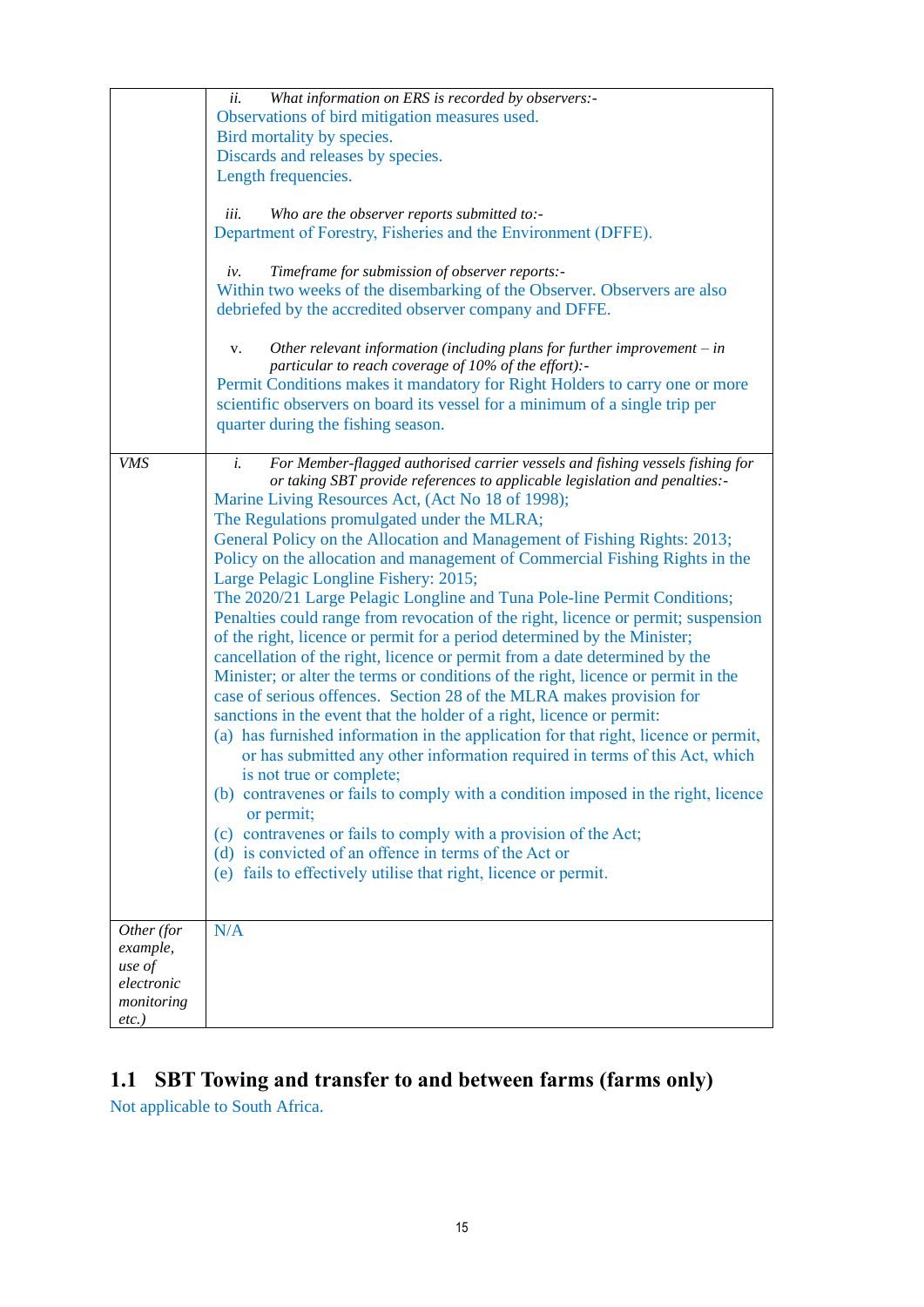| | |
|---|---|
| | *ii. What information on ERS is recorded by observers:-*<br>Observations of bird mitigation measures used.<br>Bird mortality by species.<br>Discards and releases by species.<br>Length frequencies.<br><br>*iii. Who are the observer reports submitted to:-*<br>Department of Forestry, Fisheries and the Environment (DFFE).<br><br>*iv. Timeframe for submission of observer reports:-*<br>Within two weeks of the disembarking of the Observer. Observers are also debriefed by the accredited observer company and DFFE.<br><br>v. *Other relevant information (including plans for further improvement – in particular to reach coverage of 10% of the effort):-*<br>Permit Conditions makes it mandatory for Right Holders to carry one or more scientific observers on board its vessel for a minimum of a single trip per quarter during the fishing season. |
| *VMS* | *i. For Member-flagged authorised carrier vessels and fishing vessels fishing for or taking SBT provide references to applicable legislation and penalties:-*<br>Marine Living Resources Act, (Act No 18 of 1998);<br>The Regulations promulgated under the MLRA;<br>General Policy on the Allocation and Management of Fishing Rights: 2013;<br>Policy on the allocation and management of Commercial Fishing Rights in the Large Pelagic Longline Fishery: 2015;<br>The 2020/21 Large Pelagic Longline and Tuna Pole-line Permit Conditions;<br>Penalties could range from revocation of the right, licence or permit; suspension of the right, licence or permit for a period determined by the Minister; cancellation of the right, licence or permit from a date determined by the Minister; or alter the terms or conditions of the right, licence or permit in the case of serious offences. Section 28 of the MLRA makes provision for sanctions in the event that the holder of a right, licence or permit:<br>(a) has furnished information in the application for that right, licence or permit, or has submitted any other information required in terms of this Act, which is not true or complete;<br>(b) contravenes or fails to comply with a condition imposed in the right, licence or permit;<br>(c) contravenes or fails to comply with a provision of the Act;<br>(d) is convicted of an offence in terms of the Act or<br>(e) fails to effectively utilise that right, licence or permit. |
| *Other (for example, use of electronic monitoring etc.)* | N/A |

## 1.1 SBT Towing and transfer to and between farms (farms only)

Not applicable to South Africa.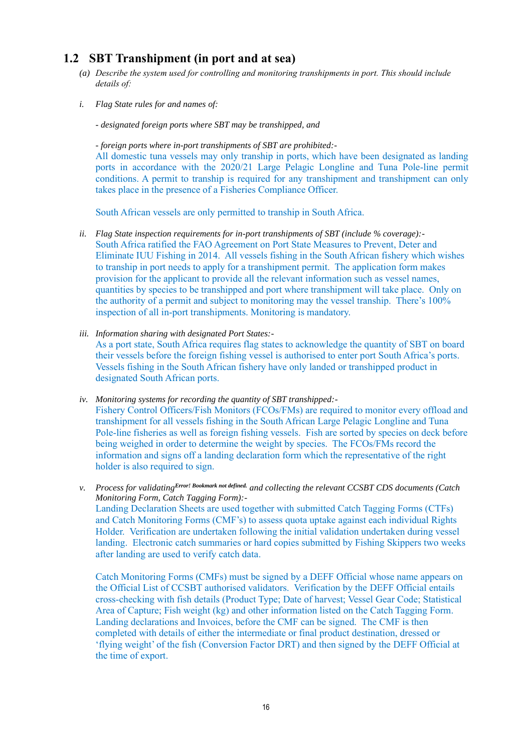## 1.2 SBT Transhipment (in port and at sea)

*(a) Describe the system used for controlling and monitoring transhipments in port. This should include details of:*

*i. Flag State rules for and names of:*

*- designated foreign ports where SBT may be transhipped, and*

*- foreign ports where in-port transhipments of SBT are prohibited:-*

All domestic tuna vessels may only tranship in ports, which have been designated as landing ports in accordance with the 2020/21 Large Pelagic Longline and Tuna Pole-line permit conditions. A permit to tranship is required for any transhipment and transhipment can only takes place in the presence of a Fisheries Compliance Officer.

South African vessels are only permitted to tranship in South Africa.

*ii. Flag State inspection requirements for in-port transhipments of SBT (include % coverage):-*

South Africa ratified the FAO Agreement on Port State Measures to Prevent, Deter and Eliminate IUU Fishing in 2014. All vessels fishing in the South African fishery which wishes to tranship in port needs to apply for a transhipment permit. The application form makes provision for the applicant to provide all the relevant information such as vessel names, quantities by species to be transhipped and port where transhipment will take place. Only on the authority of a permit and subject to monitoring may the vessel tranship. There's 100% inspection of all in-port transhipments. Monitoring is mandatory.

*iii. Information sharing with designated Port States:-*

As a port state, South Africa requires flag states to acknowledge the quantity of SBT on board their vessels before the foreign fishing vessel is authorised to enter port South Africa's ports. Vessels fishing in the South African fishery have only landed or transhipped product in designated South African ports.

*iv. Monitoring systems for recording the quantity of SBT transhipped:-*

Fishery Control Officers/Fish Monitors (FCOs/FMs) are required to monitor every offload and transhipment for all vessels fishing in the South African Large Pelagic Longline and Tuna Pole-line fisheries as well as foreign fishing vessels. Fish are sorted by species on deck before being weighed in order to determine the weight by species. The FCOs/FMs record the information and signs off a landing declaration form which the representative of the right holder is also required to sign.

*v. Process for validating**Error! Bookmark not defined.** and collecting the relevant CCSBT CDS documents (Catch Monitoring Form, Catch Tagging Form):-*

Landing Declaration Sheets are used together with submitted Catch Tagging Forms (CTFs) and Catch Monitoring Forms (CMF's) to assess quota uptake against each individual Rights Holder. Verification are undertaken following the initial validation undertaken during vessel landing. Electronic catch summaries or hard copies submitted by Fishing Skippers two weeks after landing are used to verify catch data.

Catch Monitoring Forms (CMFs) must be signed by a DEFF Official whose name appears on the Official List of CCSBT authorised validators. Verification by the DEFF Official entails cross-checking with fish details (Product Type; Date of harvest; Vessel Gear Code; Statistical Area of Capture; Fish weight (kg) and other information listed on the Catch Tagging Form. Landing declarations and Invoices, before the CMF can be signed. The CMF is then completed with details of either the intermediate or final product destination, dressed or 'flying weight' of the fish (Conversion Factor DRT) and then signed by the DEFF Official at the time of export.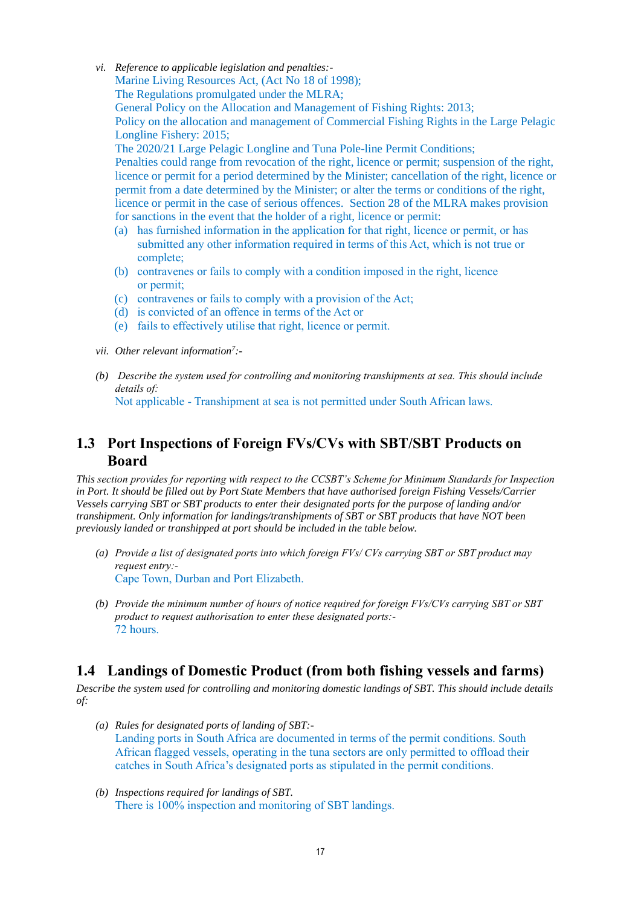vi. *Reference to applicable legislation and penalties:-*
   Marine Living Resources Act, (Act No 18 of 1998);
   The Regulations promulgated under the MLRA;
   General Policy on the Allocation and Management of Fishing Rights: 2013;
   Policy on the allocation and management of Commercial Fishing Rights in the Large Pelagic Longline Fishery: 2015;
   The 2020/21 Large Pelagic Longline and Tuna Pole-line Permit Conditions;
   Penalties could range from revocation of the right, licence or permit; suspension of the right, licence or permit for a period determined by the Minister; cancellation of the right, licence or permit from a date determined by the Minister; or alter the terms or conditions of the right, licence or permit in the case of serious offences. Section 28 of the MLRA makes provision for sanctions in the event that the holder of a right, licence or permit:
   (a) has furnished information in the application for that right, licence or permit, or has submitted any other information required in terms of this Act, which is not true or complete;
   (b) contravenes or fails to comply with a condition imposed in the right, licence or permit;
   (c) contravenes or fails to comply with a provision of the Act;
   (d) is convicted of an offence in terms of the Act or
   (e) fails to effectively utilise that right, licence or permit.

vii. *Other relevant information[7]:-*

*(b) Describe the system used for controlling and monitoring transhipments at sea. This should include details of:*
Not applicable - Transhipment at sea is not permitted under South African laws.

## 1.3 Port Inspections of Foreign FVs/CVs with SBT/SBT Products on Board

*This section provides for reporting with respect to the CCSBT's Scheme for Minimum Standards for Inspection in Port. It should be filled out by Port State Members that have authorised foreign Fishing Vessels/Carrier Vessels carrying SBT or SBT products to enter their designated ports for the purpose of landing and/or transhipment. Only information for landings/transhipments of SBT or SBT products that have NOT been previously landed or transhipped at port should be included in the table below.*

*(a) Provide a list of designated ports into which foreign FVs/ CVs carrying SBT or SBT product may request entry:-*
Cape Town, Durban and Port Elizabeth.

*(b) Provide the minimum number of hours of notice required for foreign FVs/CVs carrying SBT or SBT product to request authorisation to enter these designated ports:-*
72 hours.

## 1.4 Landings of Domestic Product (from both fishing vessels and farms)

*Describe the system used for controlling and monitoring domestic landings of SBT. This should include details of:*

*(a) Rules for designated ports of landing of SBT:-*
Landing ports in South Africa are documented in terms of the permit conditions. South African flagged vessels, operating in the tuna sectors are only permitted to offload their catches in South Africa's designated ports as stipulated in the permit conditions.

*(b) Inspections required for landings of SBT.*
There is 100% inspection and monitoring of SBT landings.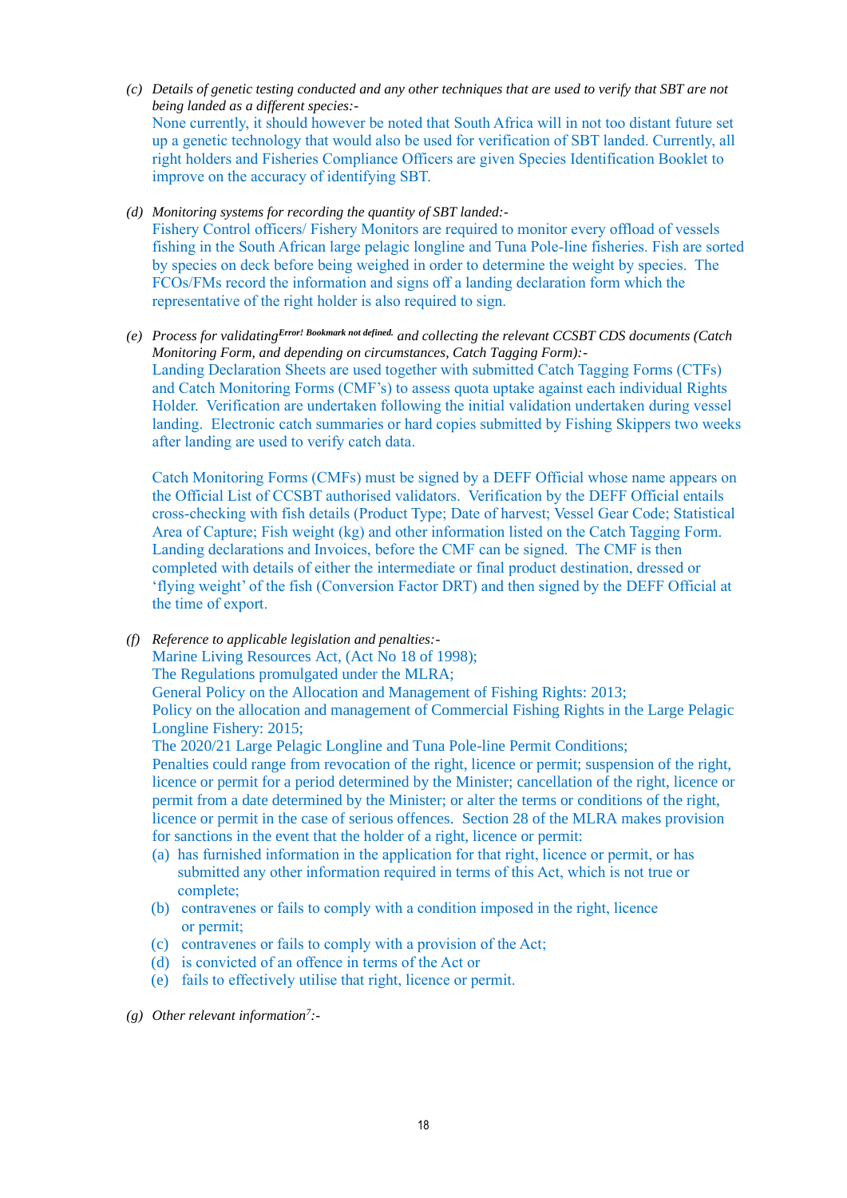(c) *Details of genetic testing conducted and any other techniques that are used to verify that SBT are not being landed as a different species:-*
None currently, it should however be noted that South Africa will in not too distant future set up a genetic technology that would also be used for verification of SBT landed. Currently, all right holders and Fisheries Compliance Officers are given Species Identification Booklet to improve on the accuracy of identifying SBT.

(d) *Monitoring systems for recording the quantity of SBT landed:-*
Fishery Control officers/ Fishery Monitors are required to monitor every offload of vessels fishing in the South African large pelagic longline and Tuna Pole-line fisheries. Fish are sorted by species on deck before being weighed in order to determine the weight by species. The FCOs/FMs record the information and signs off a landing declaration form which the representative of the right holder is also required to sign.

(e) *Process for validating*[Error! Bookmark not defined.] *and collecting the relevant CCSBT CDS documents (Catch Monitoring Form, and depending on circumstances, Catch Tagging Form):-*
Landing Declaration Sheets are used together with submitted Catch Tagging Forms (CTFs) and Catch Monitoring Forms (CMF's) to assess quota uptake against each individual Rights Holder. Verification are undertaken following the initial validation undertaken during vessel landing. Electronic catch summaries or hard copies submitted by Fishing Skippers two weeks after landing are used to verify catch data.

Catch Monitoring Forms (CMFs) must be signed by a DEFF Official whose name appears on the Official List of CCSBT authorised validators. Verification by the DEFF Official entails cross-checking with fish details (Product Type; Date of harvest; Vessel Gear Code; Statistical Area of Capture; Fish weight (kg) and other information listed on the Catch Tagging Form. Landing declarations and Invoices, before the CMF can be signed. The CMF is then completed with details of either the intermediate or final product destination, dressed or 'flying weight' of the fish (Conversion Factor DRT) and then signed by the DEFF Official at the time of export.

(f) *Reference to applicable legislation and penalties:-*
Marine Living Resources Act, (Act No 18 of 1998);
The Regulations promulgated under the MLRA;
General Policy on the Allocation and Management of Fishing Rights: 2013;
Policy on the allocation and management of Commercial Fishing Rights in the Large Pelagic Longline Fishery: 2015;
The 2020/21 Large Pelagic Longline and Tuna Pole-line Permit Conditions;
Penalties could range from revocation of the right, licence or permit; suspension of the right, licence or permit for a period determined by the Minister; cancellation of the right, licence or permit from a date determined by the Minister; or alter the terms or conditions of the right, licence or permit in the case of serious offences. Section 28 of the MLRA makes provision for sanctions in the event that the holder of a right, licence or permit:
(a) has furnished information in the application for that right, licence or permit, or has submitted any other information required in terms of this Act, which is not true or complete;
(b) contravenes or fails to comply with a condition imposed in the right, licence or permit;
(c) contravenes or fails to comply with a provision of the Act;
(d) is convicted of an offence in terms of the Act or
(e) fails to effectively utilise that right, licence or permit.

(g) *Other relevant information*[7]*:-*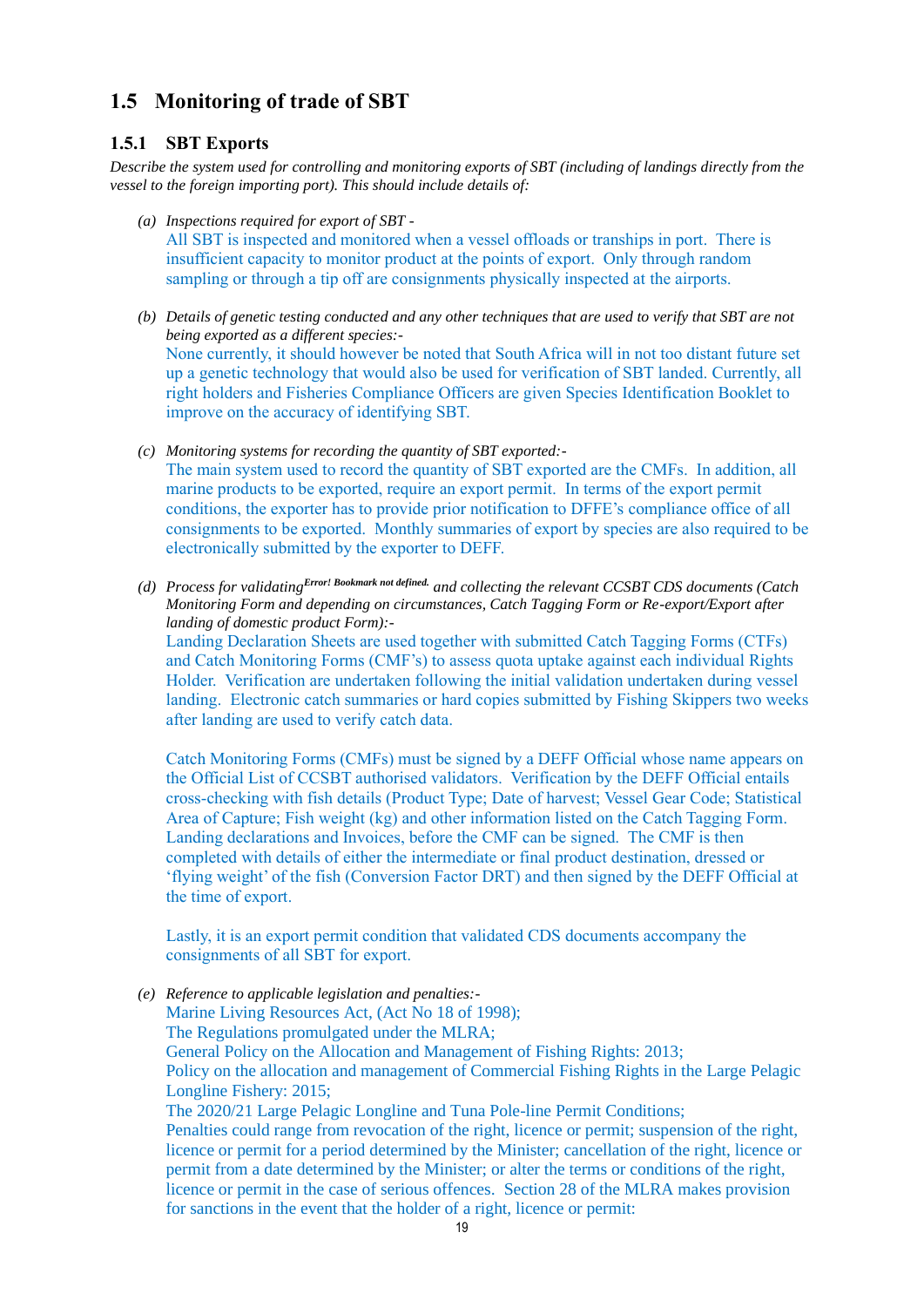## 1.5 Monitoring of trade of SBT

### 1.5.1 SBT Exports

*Describe the system used for controlling and monitoring exports of SBT (including of landings directly from the vessel to the foreign importing port). This should include details of:*

*(a) Inspections required for export of SBT -*

All SBT is inspected and monitored when a vessel offloads or tranships in port. There is insufficient capacity to monitor product at the points of export. Only through random sampling or through a tip off are consignments physically inspected at the airports.

*(b) Details of genetic testing conducted and any other techniques that are used to verify that SBT are not being exported as a different species:-*

None currently, it should however be noted that South Africa will in not too distant future set up a genetic technology that would also be used for verification of SBT landed. Currently, all right holders and Fisheries Compliance Officers are given Species Identification Booklet to improve on the accuracy of identifying SBT.

*(c) Monitoring systems for recording the quantity of SBT exported:-*

The main system used to record the quantity of SBT exported are the CMFs. In addition, all marine products to be exported, require an export permit. In terms of the export permit conditions, the exporter has to provide prior notification to DFFE's compliance office of all consignments to be exported. Monthly summaries of export by species are also required to be electronically submitted by the exporter to DEFF.

*(d) Process for validating*[Error! Bookmark not defined.] *and collecting the relevant CCSBT CDS documents (Catch Monitoring Form and depending on circumstances, Catch Tagging Form or Re-export/Export after landing of domestic product Form):-*

Landing Declaration Sheets are used together with submitted Catch Tagging Forms (CTFs) and Catch Monitoring Forms (CMF's) to assess quota uptake against each individual Rights Holder. Verification are undertaken following the initial validation undertaken during vessel landing. Electronic catch summaries or hard copies submitted by Fishing Skippers two weeks after landing are used to verify catch data.

Catch Monitoring Forms (CMFs) must be signed by a DEFF Official whose name appears on the Official List of CCSBT authorised validators. Verification by the DEFF Official entails cross-checking with fish details (Product Type; Date of harvest; Vessel Gear Code; Statistical Area of Capture; Fish weight (kg) and other information listed on the Catch Tagging Form. Landing declarations and Invoices, before the CMF can be signed. The CMF is then completed with details of either the intermediate or final product destination, dressed or 'flying weight' of the fish (Conversion Factor DRT) and then signed by the DEFF Official at the time of export.

Lastly, it is an export permit condition that validated CDS documents accompany the consignments of all SBT for export.

*(e) Reference to applicable legislation and penalties:-*

Marine Living Resources Act, (Act No 18 of 1998);
The Regulations promulgated under the MLRA;
General Policy on the Allocation and Management of Fishing Rights: 2013;
Policy on the allocation and management of Commercial Fishing Rights in the Large Pelagic Longline Fishery: 2015;
The 2020/21 Large Pelagic Longline and Tuna Pole-line Permit Conditions;
Penalties could range from revocation of the right, licence or permit; suspension of the right, licence or permit for a period determined by the Minister; cancellation of the right, licence or permit from a date determined by the Minister; or alter the terms or conditions of the right, licence or permit in the case of serious offences. Section 28 of the MLRA makes provision for sanctions in the event that the holder of a right, licence or permit: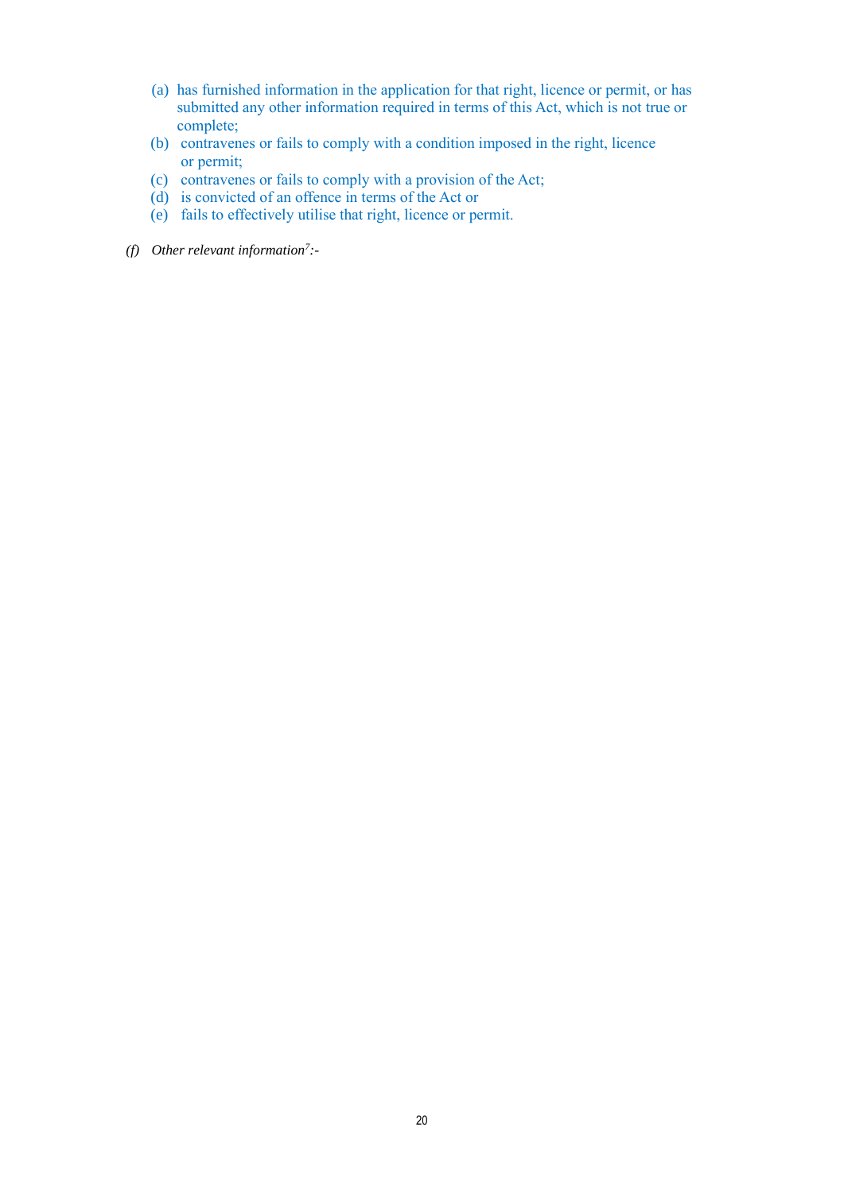(a) has furnished information in the application for that right, licence or permit, or has submitted any other information required in terms of this Act, which is not true or complete;
(b) contravenes or fails to comply with a condition imposed in the right, licence or permit;
(c) contravenes or fails to comply with a provision of the Act;
(d) is convicted of an offence in terms of the Act or
(e) fails to effectively utilise that right, licence or permit.

*(f) Other relevant information[7]:-*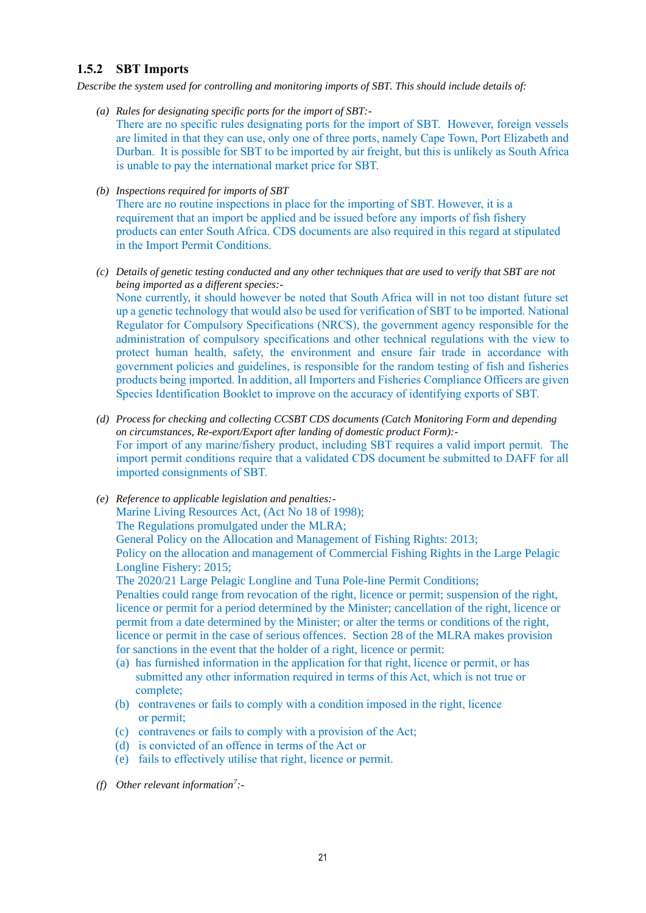### 1.5.2 SBT Imports

*Describe the system used for controlling and monitoring imports of SBT. This should include details of:*

(a) *Rules for designating specific ports for the import of SBT:-*
There are no specific rules designating ports for the import of SBT. However, foreign vessels are limited in that they can use, only one of three ports, namely Cape Town, Port Elizabeth and Durban. It is possible for SBT to be imported by air freight, but this is unlikely as South Africa is unable to pay the international market price for SBT.

(b) *Inspections required for imports of SBT*
There are no routine inspections in place for the importing of SBT. However, it is a requirement that an import be applied and be issued before any imports of fish fishery products can enter South Africa. CDS documents are also required in this regard at stipulated in the Import Permit Conditions.

(c) *Details of genetic testing conducted and any other techniques that are used to verify that SBT are not being imported as a different species:-*
None currently, it should however be noted that South Africa will in not too distant future set up a genetic technology that would also be used for verification of SBT to be imported. National Regulator for Compulsory Specifications (NRCS), the government agency responsible for the administration of compulsory specifications and other technical regulations with the view to protect human health, safety, the environment and ensure fair trade in accordance with government policies and guidelines, is responsible for the random testing of fish and fisheries products being imported. In addition, all Importers and Fisheries Compliance Officers are given Species Identification Booklet to improve on the accuracy of identifying exports of SBT.

(d) *Process for checking and collecting CCSBT CDS documents (Catch Monitoring Form and depending on circumstances, Re-export/Export after landing of domestic product Form):-*
For import of any marine/fishery product, including SBT requires a valid import permit. The import permit conditions require that a validated CDS document be submitted to DAFF for all imported consignments of SBT.

(e) *Reference to applicable legislation and penalties:-*
Marine Living Resources Act, (Act No 18 of 1998);
The Regulations promulgated under the MLRA;
General Policy on the Allocation and Management of Fishing Rights: 2013;
Policy on the allocation and management of Commercial Fishing Rights in the Large Pelagic Longline Fishery: 2015;
The 2020/21 Large Pelagic Longline and Tuna Pole-line Permit Conditions;
Penalties could range from revocation of the right, licence or permit; suspension of the right, licence or permit for a period determined by the Minister; cancellation of the right, licence or permit from a date determined by the Minister; or alter the terms or conditions of the right, licence or permit in the case of serious offences. Section 28 of the MLRA makes provision for sanctions in the event that the holder of a right, licence or permit:
   (a) has furnished information in the application for that right, licence or permit, or has submitted any other information required in terms of this Act, which is not true or complete;
   (b) contravenes or fails to comply with a condition imposed in the right, licence or permit;
   (c) contravenes or fails to comply with a provision of the Act;
   (d) is convicted of an offence in terms of the Act or
   (e) fails to effectively utilise that right, licence or permit.

(f) *Other relevant information[7]:-*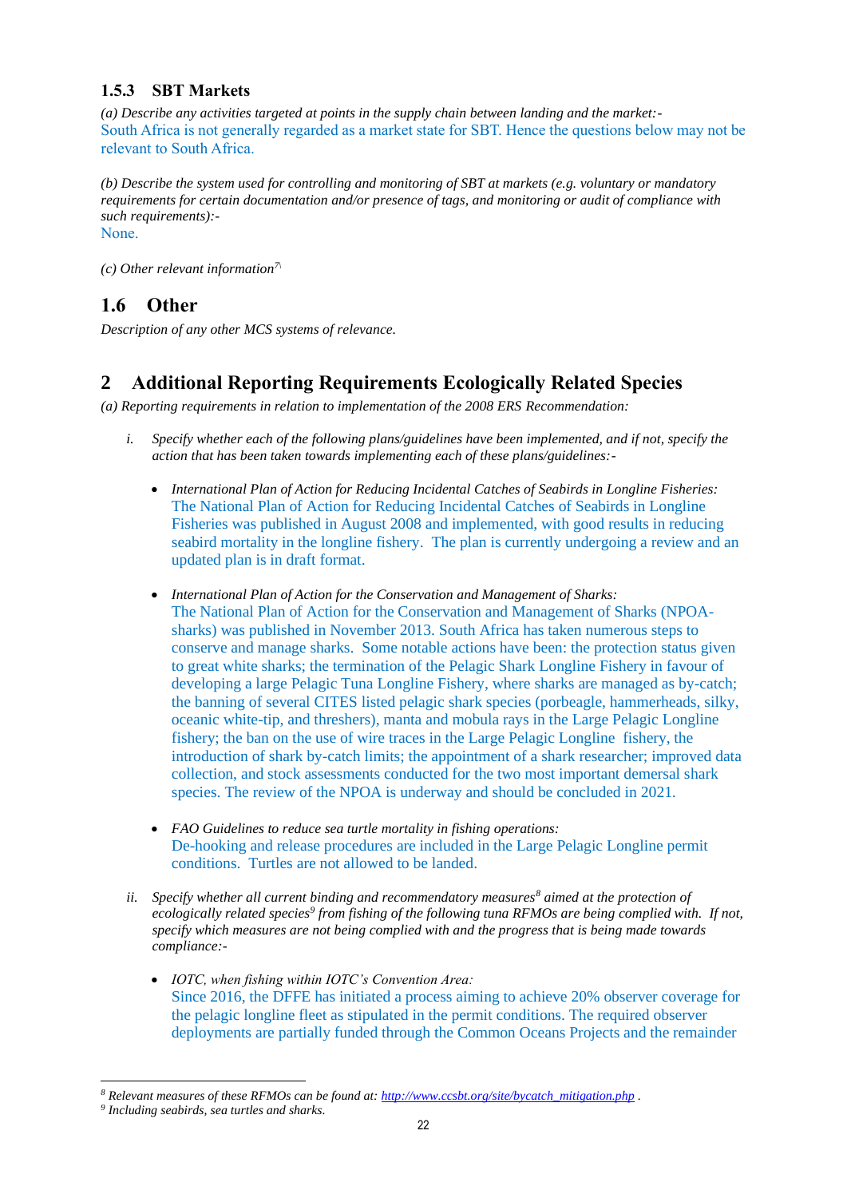### 1.5.3 SBT Markets

*(a) Describe any activities targeted at points in the supply chain between landing and the market:-*

South Africa is not generally regarded as a market state for SBT. Hence the questions below may not be relevant to South Africa.

*(b) Describe the system used for controlling and monitoring of SBT at markets (e.g. voluntary or mandatory requirements for certain documentation and/or presence of tags, and monitoring or audit of compliance with such requirements):-*

None.

*(c) Other relevant information*[7]

## 1.6 Other

*Description of any other MCS systems of relevance.*

# 2 Additional Reporting Requirements Ecologically Related Species

*(a) Reporting requirements in relation to implementation of the 2008 ERS Recommendation:*

i. *Specify whether each of the following plans/guidelines have been implemented, and if not, specify the action that has been taken towards implementing each of these plans/guidelines:-*

   - *International Plan of Action for Reducing Incidental Catches of Seabirds in Longline Fisheries:*
     The National Plan of Action for Reducing Incidental Catches of Seabirds in Longline Fisheries was published in August 2008 and implemented, with good results in reducing seabird mortality in the longline fishery. The plan is currently undergoing a review and an updated plan is in draft format.

   - *International Plan of Action for the Conservation and Management of Sharks:*
     The National Plan of Action for the Conservation and Management of Sharks (NPOA-sharks) was published in November 2013. South Africa has taken numerous steps to conserve and manage sharks. Some notable actions have been: the protection status given to great white sharks; the termination of the Pelagic Shark Longline Fishery in favour of developing a large Pelagic Tuna Longline Fishery, where sharks are managed as by-catch; the banning of several CITES listed pelagic shark species (porbeagle, hammerheads, silky, oceanic white-tip, and threshers), manta and mobula rays in the Large Pelagic Longline fishery; the ban on the use of wire traces in the Large Pelagic Longline fishery, the introduction of shark by-catch limits; the appointment of a shark researcher; improved data collection, and stock assessments conducted for the two most important demersal shark species. The review of the NPOA is underway and should be concluded in 2021.

   - *FAO Guidelines to reduce sea turtle mortality in fishing operations:*
     De-hooking and release procedures are included in the Large Pelagic Longline permit conditions. Turtles are not allowed to be landed.

ii. *Specify whether all current binding and recommendatory measures*[8] *aimed at the protection of ecologically related species*[9] *from fishing of the following tuna RFMOs are being complied with. If not, specify which measures are not being complied with and the progress that is being made towards compliance:-*

   - *IOTC, when fishing within IOTC's Convention Area:*
     Since 2016, the DFFE has initiated a process aiming to achieve 20% observer coverage for the pelagic longline fleet as stipulated in the permit conditions. The required observer deployments are partially funded through the Common Oceans Projects and the remainder

---

[8] *Relevant measures of these RFMOs can be found at: http://www.ccsbt.org/site/bycatch_mitigation.php .*

[9] *Including seabirds, sea turtles and sharks.*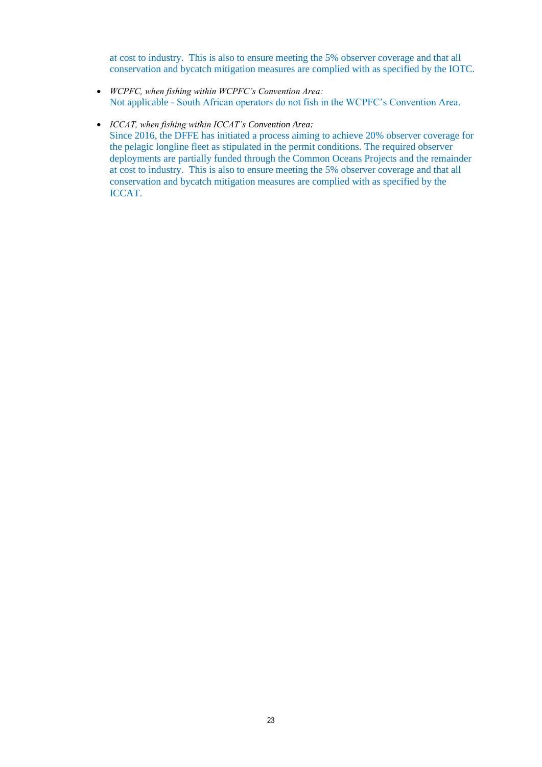at cost to industry. This is also to ensure meeting the 5% observer coverage and that all conservation and bycatch mitigation measures are complied with as specified by the IOTC.

- *WCPFC, when fishing within WCPFC's Convention Area:*
  Not applicable - South African operators do not fish in the WCPFC's Convention Area.

- *ICCAT, when fishing within ICCAT's Convention Area:*
  Since 2016, the DFFE has initiated a process aiming to achieve 20% observer coverage for the pelagic longline fleet as stipulated in the permit conditions. The required observer deployments are partially funded through the Common Oceans Projects and the remainder at cost to industry. This is also to ensure meeting the 5% observer coverage and that all conservation and bycatch mitigation measures are complied with as specified by the ICCAT.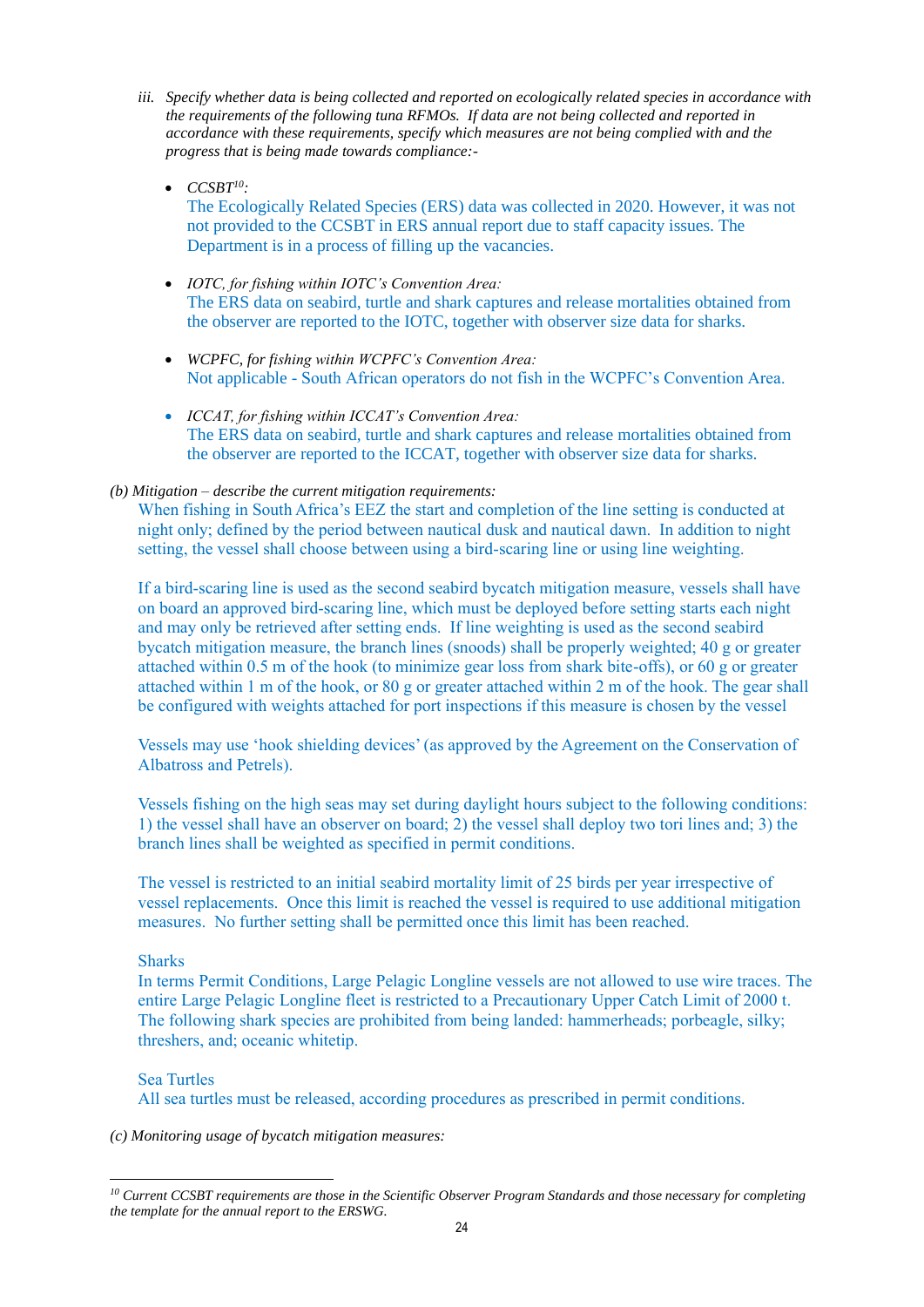iii. *Specify whether data is being collected and reported on ecologically related species in accordance with the requirements of the following tuna RFMOs. If data are not being collected and reported in accordance with these requirements, specify which measures are not being complied with and the progress that is being made towards compliance:-*

- *CCSBT*[10]*:*
  The Ecologically Related Species (ERS) data was collected in 2020. However, it was not not provided to the CCSBT in ERS annual report due to staff capacity issues. The Department is in a process of filling up the vacancies.

- *IOTC, for fishing within IOTC's Convention Area:*
  The ERS data on seabird, turtle and shark captures and release mortalities obtained from the observer are reported to the IOTC, together with observer size data for sharks.

- *WCPFC, for fishing within WCPFC's Convention Area:*
  Not applicable - South African operators do not fish in the WCPFC's Convention Area.

- *ICCAT, for fishing within ICCAT's Convention Area:*
  The ERS data on seabird, turtle and shark captures and release mortalities obtained from the observer are reported to the ICCAT, together with observer size data for sharks.

*(b) Mitigation – describe the current mitigation requirements:*

When fishing in South Africa's EEZ the start and completion of the line setting is conducted at night only; defined by the period between nautical dusk and nautical dawn. In addition to night setting, the vessel shall choose between using a bird-scaring line or using line weighting.

If a bird-scaring line is used as the second seabird bycatch mitigation measure, vessels shall have on board an approved bird-scaring line, which must be deployed before setting starts each night and may only be retrieved after setting ends. If line weighting is used as the second seabird bycatch mitigation measure, the branch lines (snoods) shall be properly weighted; 40 g or greater attached within 0.5 m of the hook (to minimize gear loss from shark bite-offs), or 60 g or greater attached within 1 m of the hook, or 80 g or greater attached within 2 m of the hook. The gear shall be configured with weights attached for port inspections if this measure is chosen by the vessel

Vessels may use 'hook shielding devices' (as approved by the Agreement on the Conservation of Albatross and Petrels).

Vessels fishing on the high seas may set during daylight hours subject to the following conditions: 1) the vessel shall have an observer on board; 2) the vessel shall deploy two tori lines and; 3) the branch lines shall be weighted as specified in permit conditions.

The vessel is restricted to an initial seabird mortality limit of 25 birds per year irrespective of vessel replacements. Once this limit is reached the vessel is required to use additional mitigation measures. No further setting shall be permitted once this limit has been reached.

Sharks

In terms Permit Conditions, Large Pelagic Longline vessels are not allowed to use wire traces. The entire Large Pelagic Longline fleet is restricted to a Precautionary Upper Catch Limit of 2000 t. The following shark species are prohibited from being landed: hammerheads; porbeagle, silky; threshers, and; oceanic whitetip.

Sea Turtles

All sea turtles must be released, according procedures as prescribed in permit conditions.

*(c) Monitoring usage of bycatch mitigation measures:*

---

[10] *Current CCSBT requirements are those in the Scientific Observer Program Standards and those necessary for completing the template for the annual report to the ERSWG.*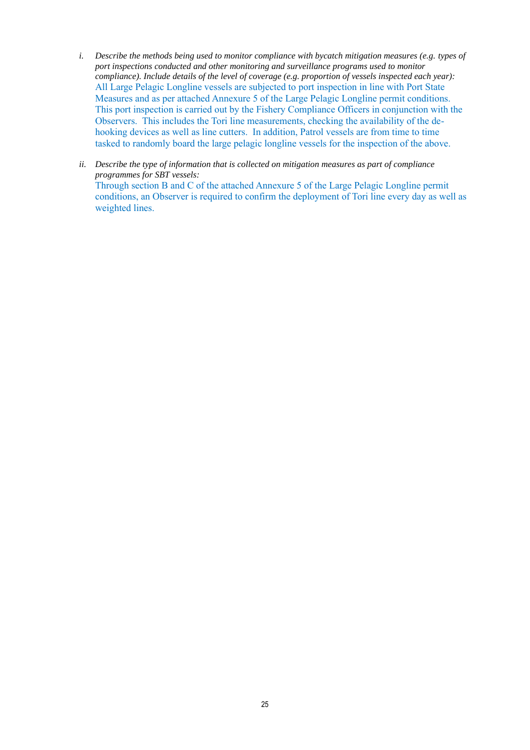i. *Describe the methods being used to monitor compliance with bycatch mitigation measures (e.g. types of port inspections conducted and other monitoring and surveillance programs used to monitor compliance). Include details of the level of coverage (e.g. proportion of vessels inspected each year):*
   All Large Pelagic Longline vessels are subjected to port inspection in line with Port State Measures and as per attached Annexure 5 of the Large Pelagic Longline permit conditions. This port inspection is carried out by the Fishery Compliance Officers in conjunction with the Observers. This includes the Tori line measurements, checking the availability of the de-hooking devices as well as line cutters. In addition, Patrol vessels are from time to time tasked to randomly board the large pelagic longline vessels for the inspection of the above.

ii. *Describe the type of information that is collected on mitigation measures as part of compliance programmes for SBT vessels:*
   Through section B and C of the attached Annexure 5 of the Large Pelagic Longline permit conditions, an Observer is required to confirm the deployment of Tori line every day as well as weighted lines.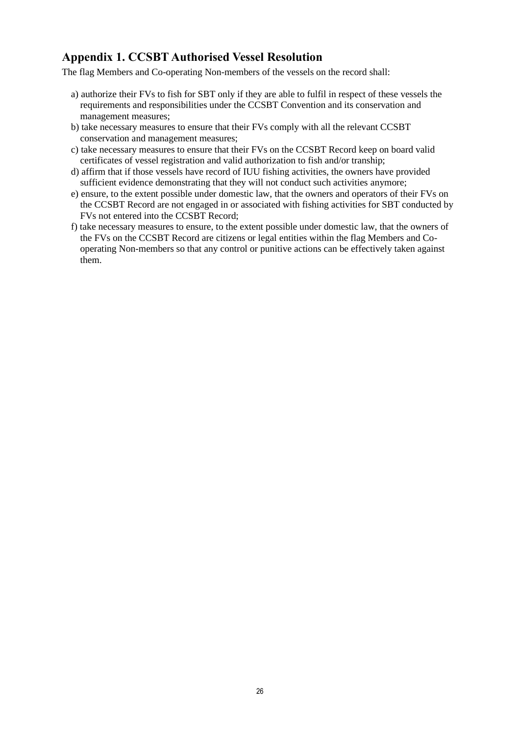## Appendix 1. CCSBT Authorised Vessel Resolution

The flag Members and Co-operating Non-members of the vessels on the record shall:

a) authorize their FVs to fish for SBT only if they are able to fulfil in respect of these vessels the requirements and responsibilities under the CCSBT Convention and its conservation and management measures;

b) take necessary measures to ensure that their FVs comply with all the relevant CCSBT conservation and management measures;

c) take necessary measures to ensure that their FVs on the CCSBT Record keep on board valid certificates of vessel registration and valid authorization to fish and/or tranship;

d) affirm that if those vessels have record of IUU fishing activities, the owners have provided sufficient evidence demonstrating that they will not conduct such activities anymore;

e) ensure, to the extent possible under domestic law, that the owners and operators of their FVs on the CCSBT Record are not engaged in or associated with fishing activities for SBT conducted by FVs not entered into the CCSBT Record;

f) take necessary measures to ensure, to the extent possible under domestic law, that the owners of the FVs on the CCSBT Record are citizens or legal entities within the flag Members and Co-operating Non-members so that any control or punitive actions can be effectively taken against them.